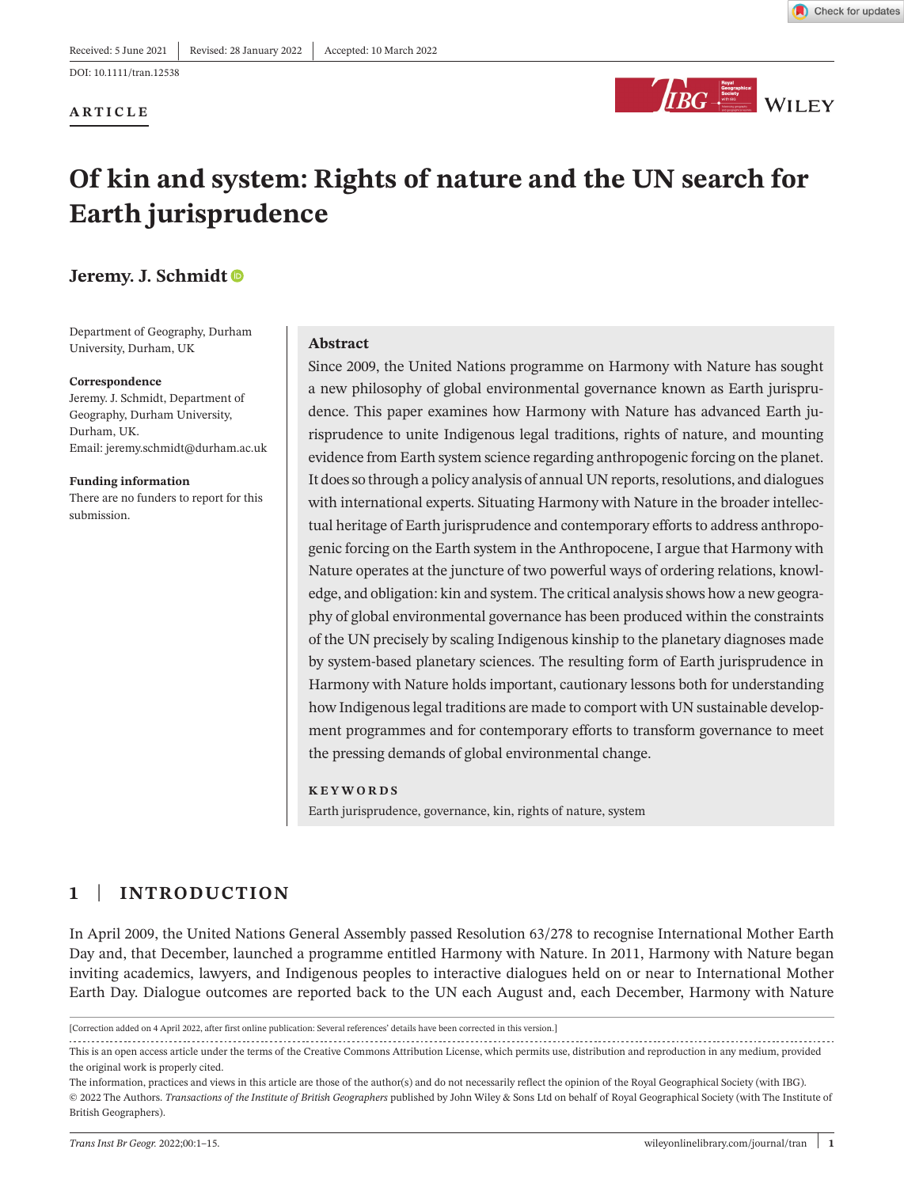Received: 5 June 2021 | Revised: 28 January 2022 | Accepted: 10 March 2022

DOI: 10.1111/tran.12538

**ARTICLE**

# Of kin and system: Rights of nature and the UN search for Earth jurisprudence

**Jeremy. J. Schmidt**

Department of Geography, Durham University, Durham, UK

**Correspondence**
Jeremy. J. Schmidt, Department of Geography, Durham University, Durham, UK.
Email: jeremy.schmidt@durham.ac.uk

**Funding information**
There are no funders to report for this submission.

## Abstract

Since 2009, the United Nations programme on Harmony with Nature has sought a new philosophy of global environmental governance known as Earth jurisprudence. This paper examines how Harmony with Nature has advanced Earth jurisprudence to unite Indigenous legal traditions, rights of nature, and mounting evidence from Earth system science regarding anthropogenic forcing on the planet. It does so through a policy analysis of annual UN reports, resolutions, and dialogues with international experts. Situating Harmony with Nature in the broader intellectual heritage of Earth jurisprudence and contemporary efforts to address anthropogenic forcing on the Earth system in the Anthropocene, I argue that Harmony with Nature operates at the juncture of two powerful ways of ordering relations, knowledge, and obligation: kin and system. The critical analysis shows how a new geography of global environmental governance has been produced within the constraints of the UN precisely by scaling Indigenous kinship to the planetary diagnoses made by system-based planetary sciences. The resulting form of Earth jurisprudence in Harmony with Nature holds important, cautionary lessons both for understanding how Indigenous legal traditions are made to comport with UN sustainable development programmes and for contemporary efforts to transform governance to meet the pressing demands of global environmental change.

**KEYWORDS**

Earth jurisprudence, governance, kin, rights of nature, system

## 1 | INTRODUCTION

In April 2009, the United Nations General Assembly passed Resolution 63/278 to recognise International Mother Earth Day and, that December, launched a programme entitled Harmony with Nature. In 2011, Harmony with Nature began inviting academics, lawyers, and Indigenous peoples to interactive dialogues held on or near to International Mother Earth Day. Dialogue outcomes are reported back to the UN each August and, each December, Harmony with Nature

[Correction added on 4 April 2022, after first online publication: Several references' details have been corrected in this version.]

This is an open access article under the terms of the Creative Commons Attribution License, which permits use, distribution and reproduction in any medium, provided the original work is properly cited.

The information, practices and views in this article are those of the author(s) and do not necessarily reflect the opinion of the Royal Geographical Society (with IBG).

© 2022 The Authors. *Transactions of the Institute of British Geographers* published by John Wiley & Sons Ltd on behalf of Royal Geographical Society (with The Institute of British Geographers).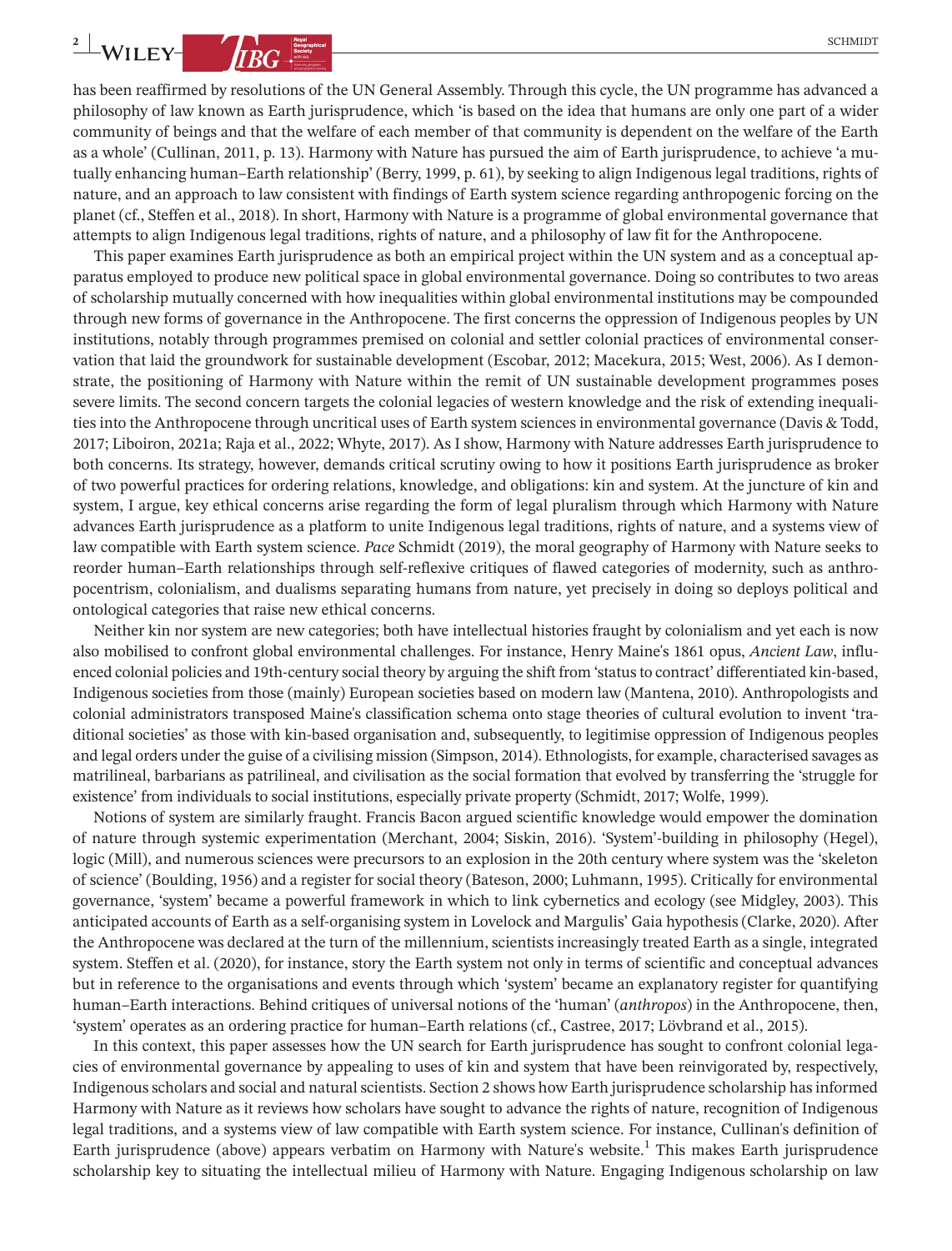has been reaffirmed by resolutions of the UN General Assembly. Through this cycle, the UN programme has advanced a philosophy of law known as Earth jurisprudence, which 'is based on the idea that humans are only one part of a wider community of beings and that the welfare of each member of that community is dependent on the welfare of the Earth as a whole' (Cullinan, 2011, p. 13). Harmony with Nature has pursued the aim of Earth jurisprudence, to achieve 'a mutually enhancing human–Earth relationship' (Berry, 1999, p. 61), by seeking to align Indigenous legal traditions, rights of nature, and an approach to law consistent with findings of Earth system science regarding anthropogenic forcing on the planet (cf., Steffen et al., 2018). In short, Harmony with Nature is a programme of global environmental governance that attempts to align Indigenous legal traditions, rights of nature, and a philosophy of law fit for the Anthropocene.

This paper examines Earth jurisprudence as both an empirical project within the UN system and as a conceptual apparatus employed to produce new political space in global environmental governance. Doing so contributes to two areas of scholarship mutually concerned with how inequalities within global environmental institutions may be compounded through new forms of governance in the Anthropocene. The first concerns the oppression of Indigenous peoples by UN institutions, notably through programmes premised on colonial and settler colonial practices of environmental conservation that laid the groundwork for sustainable development (Escobar, 2012; Macekura, 2015; West, 2006). As I demonstrate, the positioning of Harmony with Nature within the remit of UN sustainable development programmes poses severe limits. The second concern targets the colonial legacies of western knowledge and the risk of extending inequalities into the Anthropocene through uncritical uses of Earth system sciences in environmental governance (Davis & Todd, 2017; Liboiron, 2021a; Raja et al., 2022; Whyte, 2017). As I show, Harmony with Nature addresses Earth jurisprudence to both concerns. Its strategy, however, demands critical scrutiny owing to how it positions Earth jurisprudence as broker of two powerful practices for ordering relations, knowledge, and obligations: kin and system. At the juncture of kin and system, I argue, key ethical concerns arise regarding the form of legal pluralism through which Harmony with Nature advances Earth jurisprudence as a platform to unite Indigenous legal traditions, rights of nature, and a systems view of law compatible with Earth system science. *Pace* Schmidt (2019), the moral geography of Harmony with Nature seeks to reorder human–Earth relationships through self-reflexive critiques of flawed categories of modernity, such as anthropocentrism, colonialism, and dualisms separating humans from nature, yet precisely in doing so deploys political and ontological categories that raise new ethical concerns.

Neither kin nor system are new categories; both have intellectual histories fraught by colonialism and yet each is now also mobilised to confront global environmental challenges. For instance, Henry Maine's 1861 opus, *Ancient Law*, influenced colonial policies and 19th-century social theory by arguing the shift from 'status to contract' differentiated kin-based, Indigenous societies from those (mainly) European societies based on modern law (Mantena, 2010). Anthropologists and colonial administrators transposed Maine's classification schema onto stage theories of cultural evolution to invent 'traditional societies' as those with kin-based organisation and, subsequently, to legitimise oppression of Indigenous peoples and legal orders under the guise of a civilising mission (Simpson, 2014). Ethnologists, for example, characterised savages as matrilineal, barbarians as patrilineal, and civilisation as the social formation that evolved by transferring the 'struggle for existence' from individuals to social institutions, especially private property (Schmidt, 2017; Wolfe, 1999).

Notions of system are similarly fraught. Francis Bacon argued scientific knowledge would empower the domination of nature through systemic experimentation (Merchant, 2004; Siskin, 2016). 'System'-building in philosophy (Hegel), logic (Mill), and numerous sciences were precursors to an explosion in the 20th century where system was the 'skeleton of science' (Boulding, 1956) and a register for social theory (Bateson, 2000; Luhmann, 1995). Critically for environmental governance, 'system' became a powerful framework in which to link cybernetics and ecology (see Midgley, 2003). This anticipated accounts of Earth as a self-organising system in Lovelock and Margulis' Gaia hypothesis (Clarke, 2020). After the Anthropocene was declared at the turn of the millennium, scientists increasingly treated Earth as a single, integrated system. Steffen et al. (2020), for instance, story the Earth system not only in terms of scientific and conceptual advances but in reference to the organisations and events through which 'system' became an explanatory register for quantifying human–Earth interactions. Behind critiques of universal notions of the 'human' (*anthropos*) in the Anthropocene, then, 'system' operates as an ordering practice for human–Earth relations (cf., Castree, 2017; Lövbrand et al., 2015).

In this context, this paper assesses how the UN search for Earth jurisprudence has sought to confront colonial legacies of environmental governance by appealing to uses of kin and system that have been reinvigorated by, respectively, Indigenous scholars and social and natural scientists. Section 2 shows how Earth jurisprudence scholarship has informed Harmony with Nature as it reviews how scholars have sought to advance the rights of nature, recognition of Indigenous legal traditions, and a systems view of law compatible with Earth system science. For instance, Cullinan's definition of Earth jurisprudence (above) appears verbatim on Harmony with Nature's website.[1] This makes Earth jurisprudence scholarship key to situating the intellectual milieu of Harmony with Nature. Engaging Indigenous scholarship on law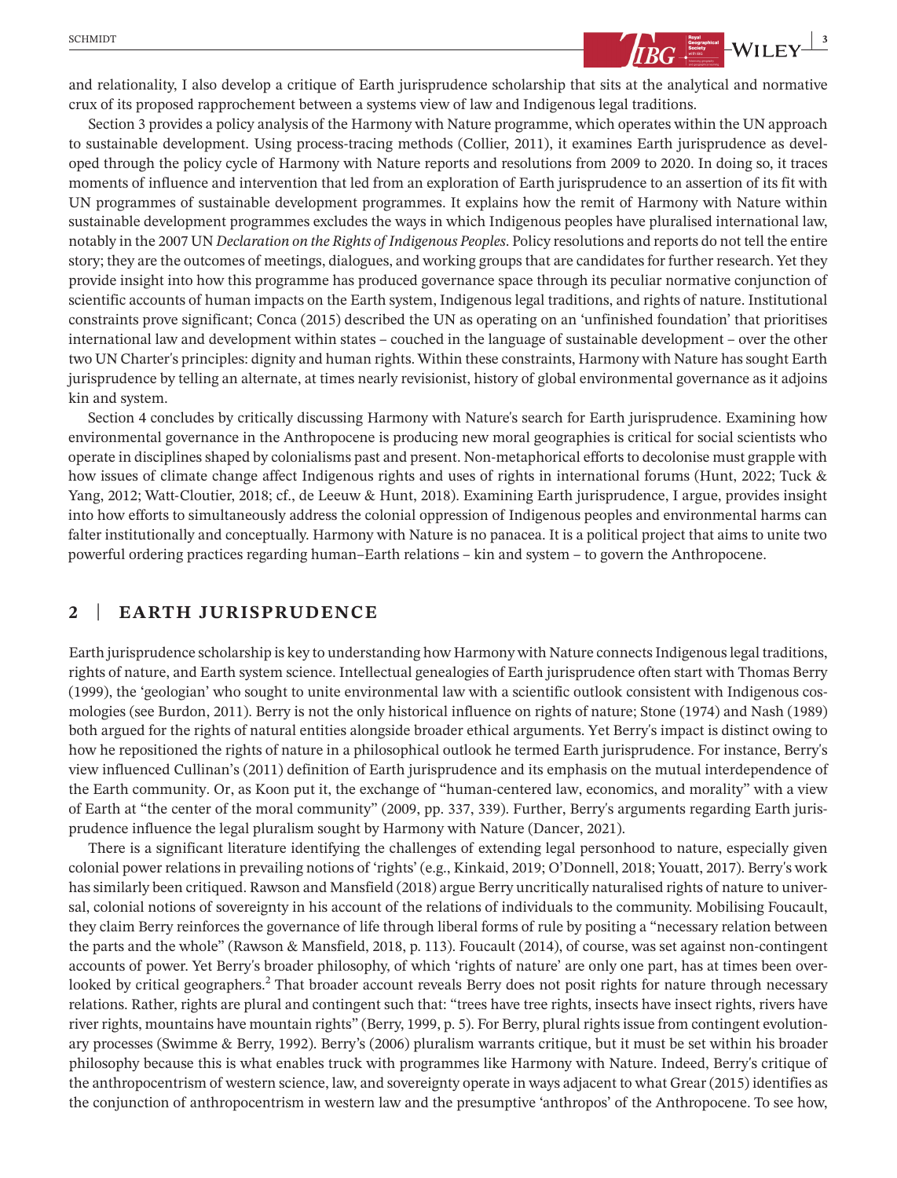and relationality, I also develop a critique of Earth jurisprudence scholarship that sits at the analytical and normative crux of its proposed rapprochement between a systems view of law and Indigenous legal traditions.

Section 3 provides a policy analysis of the Harmony with Nature programme, which operates within the UN approach to sustainable development. Using process-tracing methods (Collier, 2011), it examines Earth jurisprudence as developed through the policy cycle of Harmony with Nature reports and resolutions from 2009 to 2020. In doing so, it traces moments of influence and intervention that led from an exploration of Earth jurisprudence to an assertion of its fit with UN programmes of sustainable development programmes. It explains how the remit of Harmony with Nature within sustainable development programmes excludes the ways in which Indigenous peoples have pluralised international law, notably in the 2007 UN *Declaration on the Rights of Indigenous Peoples*. Policy resolutions and reports do not tell the entire story; they are the outcomes of meetings, dialogues, and working groups that are candidates for further research. Yet they provide insight into how this programme has produced governance space through its peculiar normative conjunction of scientific accounts of human impacts on the Earth system, Indigenous legal traditions, and rights of nature. Institutional constraints prove significant; Conca (2015) described the UN as operating on an 'unfinished foundation' that prioritises international law and development within states – couched in the language of sustainable development – over the other two UN Charter's principles: dignity and human rights. Within these constraints, Harmony with Nature has sought Earth jurisprudence by telling an alternate, at times nearly revisionist, history of global environmental governance as it adjoins kin and system.

Section 4 concludes by critically discussing Harmony with Nature's search for Earth jurisprudence. Examining how environmental governance in the Anthropocene is producing new moral geographies is critical for social scientists who operate in disciplines shaped by colonialisms past and present. Non-metaphorical efforts to decolonise must grapple with how issues of climate change affect Indigenous rights and uses of rights in international forums (Hunt, 2022; Tuck & Yang, 2012; Watt-Cloutier, 2018; cf., de Leeuw & Hunt, 2018). Examining Earth jurisprudence, I argue, provides insight into how efforts to simultaneously address the colonial oppression of Indigenous peoples and environmental harms can falter institutionally and conceptually. Harmony with Nature is no panacea. It is a political project that aims to unite two powerful ordering practices regarding human–Earth relations – kin and system – to govern the Anthropocene.

## 2 | EARTH JURISPRUDENCE

Earth jurisprudence scholarship is key to understanding how Harmony with Nature connects Indigenous legal traditions, rights of nature, and Earth system science. Intellectual genealogies of Earth jurisprudence often start with Thomas Berry (1999), the 'geologian' who sought to unite environmental law with a scientific outlook consistent with Indigenous cosmologies (see Burdon, 2011). Berry is not the only historical influence on rights of nature; Stone (1974) and Nash (1989) both argued for the rights of natural entities alongside broader ethical arguments. Yet Berry's impact is distinct owing to how he repositioned the rights of nature in a philosophical outlook he termed Earth jurisprudence. For instance, Berry's view influenced Cullinan's (2011) definition of Earth jurisprudence and its emphasis on the mutual interdependence of the Earth community. Or, as Koon put it, the exchange of "human-centered law, economics, and morality" with a view of Earth at "the center of the moral community" (2009, pp. 337, 339). Further, Berry's arguments regarding Earth jurisprudence influence the legal pluralism sought by Harmony with Nature (Dancer, 2021).

There is a significant literature identifying the challenges of extending legal personhood to nature, especially given colonial power relations in prevailing notions of 'rights' (e.g., Kinkaid, 2019; O'Donnell, 2018; Youatt, 2017). Berry's work has similarly been critiqued. Rawson and Mansfield (2018) argue Berry uncritically naturalised rights of nature to universal, colonial notions of sovereignty in his account of the relations of individuals to the community. Mobilising Foucault, they claim Berry reinforces the governance of life through liberal forms of rule by positing a "necessary relation between the parts and the whole" (Rawson & Mansfield, 2018, p. 113). Foucault (2014), of course, was set against non-contingent accounts of power. Yet Berry's broader philosophy, of which 'rights of nature' are only one part, has at times been overlooked by critical geographers.[2] That broader account reveals Berry does not posit rights for nature through necessary relations. Rather, rights are plural and contingent such that: "trees have tree rights, insects have insect rights, rivers have river rights, mountains have mountain rights" (Berry, 1999, p. 5). For Berry, plural rights issue from contingent evolutionary processes (Swimme & Berry, 1992). Berry's (2006) pluralism warrants critique, but it must be set within his broader philosophy because this is what enables truck with programmes like Harmony with Nature. Indeed, Berry's critique of the anthropocentrism of western science, law, and sovereignty operate in ways adjacent to what Grear (2015) identifies as the conjunction of anthropocentrism in western law and the presumptive 'anthropos' of the Anthropocene. To see how,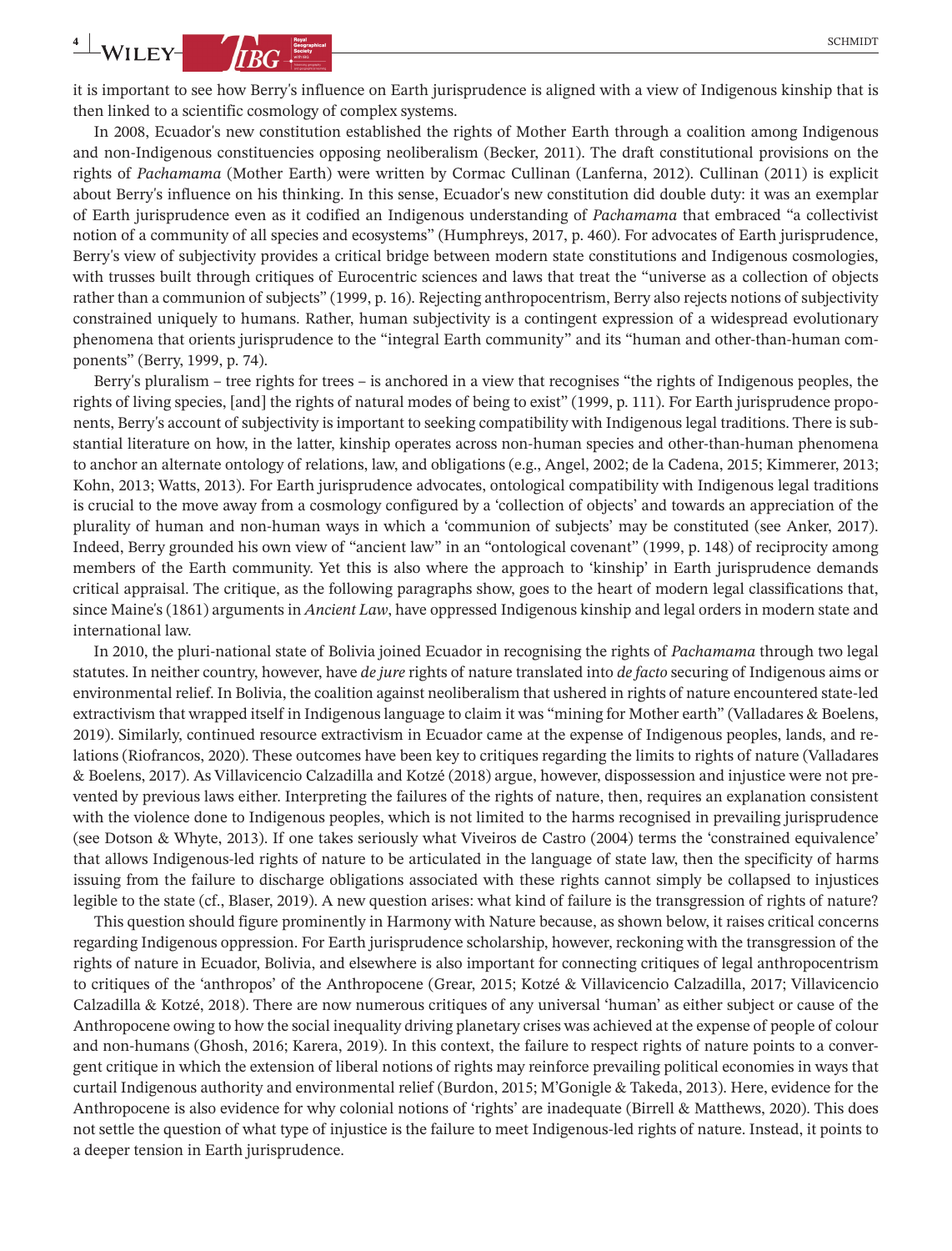it is important to see how Berry's influence on Earth jurisprudence is aligned with a view of Indigenous kinship that is then linked to a scientific cosmology of complex systems.

In 2008, Ecuador's new constitution established the rights of Mother Earth through a coalition among Indigenous and non-Indigenous constituencies opposing neoliberalism (Becker, 2011). The draft constitutional provisions on the rights of *Pachamama* (Mother Earth) were written by Cormac Cullinan (Lanferna, 2012). Cullinan (2011) is explicit about Berry's influence on his thinking. In this sense, Ecuador's new constitution did double duty: it was an exemplar of Earth jurisprudence even as it codified an Indigenous understanding of *Pachamama* that embraced "a collectivist notion of a community of all species and ecosystems" (Humphreys, 2017, p. 460). For advocates of Earth jurisprudence, Berry's view of subjectivity provides a critical bridge between modern state constitutions and Indigenous cosmologies, with trusses built through critiques of Eurocentric sciences and laws that treat the "universe as a collection of objects rather than a communion of subjects" (1999, p. 16). Rejecting anthropocentrism, Berry also rejects notions of subjectivity constrained uniquely to humans. Rather, human subjectivity is a contingent expression of a widespread evolutionary phenomena that orients jurisprudence to the "integral Earth community" and its "human and other-than-human components" (Berry, 1999, p. 74).

Berry's pluralism – tree rights for trees – is anchored in a view that recognises "the rights of Indigenous peoples, the rights of living species, [and] the rights of natural modes of being to exist" (1999, p. 111). For Earth jurisprudence proponents, Berry's account of subjectivity is important to seeking compatibility with Indigenous legal traditions. There is substantial literature on how, in the latter, kinship operates across non-human species and other-than-human phenomena to anchor an alternate ontology of relations, law, and obligations (e.g., Angel, 2002; de la Cadena, 2015; Kimmerer, 2013; Kohn, 2013; Watts, 2013). For Earth jurisprudence advocates, ontological compatibility with Indigenous legal traditions is crucial to the move away from a cosmology configured by a 'collection of objects' and towards an appreciation of the plurality of human and non-human ways in which a 'communion of subjects' may be constituted (see Anker, 2017). Indeed, Berry grounded his own view of "ancient law" in an "ontological covenant" (1999, p. 148) of reciprocity among members of the Earth community. Yet this is also where the approach to 'kinship' in Earth jurisprudence demands critical appraisal. The critique, as the following paragraphs show, goes to the heart of modern legal classifications that, since Maine's (1861) arguments in *Ancient Law*, have oppressed Indigenous kinship and legal orders in modern state and international law.

In 2010, the pluri-national state of Bolivia joined Ecuador in recognising the rights of *Pachamama* through two legal statutes. In neither country, however, have *de jure* rights of nature translated into *de facto* securing of Indigenous aims or environmental relief. In Bolivia, the coalition against neoliberalism that ushered in rights of nature encountered state-led extractivism that wrapped itself in Indigenous language to claim it was "mining for Mother earth" (Valladares & Boelens, 2019). Similarly, continued resource extractivism in Ecuador came at the expense of Indigenous peoples, lands, and relations (Riofrancos, 2020). These outcomes have been key to critiques regarding the limits to rights of nature (Valladares & Boelens, 2017). As Villavicencio Calzadilla and Kotzé (2018) argue, however, dispossession and injustice were not prevented by previous laws either. Interpreting the failures of the rights of nature, then, requires an explanation consistent with the violence done to Indigenous peoples, which is not limited to the harms recognised in prevailing jurisprudence (see Dotson & Whyte, 2013). If one takes seriously what Viveiros de Castro (2004) terms the 'constrained equivalence' that allows Indigenous-led rights of nature to be articulated in the language of state law, then the specificity of harms issuing from the failure to discharge obligations associated with these rights cannot simply be collapsed to injustices legible to the state (cf., Blaser, 2019). A new question arises: what kind of failure is the transgression of rights of nature?

This question should figure prominently in Harmony with Nature because, as shown below, it raises critical concerns regarding Indigenous oppression. For Earth jurisprudence scholarship, however, reckoning with the transgression of the rights of nature in Ecuador, Bolivia, and elsewhere is also important for connecting critiques of legal anthropocentrism to critiques of the 'anthropos' of the Anthropocene (Grear, 2015; Kotzé & Villavicencio Calzadilla, 2017; Villavicencio Calzadilla & Kotzé, 2018). There are now numerous critiques of any universal 'human' as either subject or cause of the Anthropocene owing to how the social inequality driving planetary crises was achieved at the expense of people of colour and non-humans (Ghosh, 2016; Karera, 2019). In this context, the failure to respect rights of nature points to a convergent critique in which the extension of liberal notions of rights may reinforce prevailing political economies in ways that curtail Indigenous authority and environmental relief (Burdon, 2015; M'Gonigle & Takeda, 2013). Here, evidence for the Anthropocene is also evidence for why colonial notions of 'rights' are inadequate (Birrell & Matthews, 2020). This does not settle the question of what type of injustice is the failure to meet Indigenous-led rights of nature. Instead, it points to a deeper tension in Earth jurisprudence.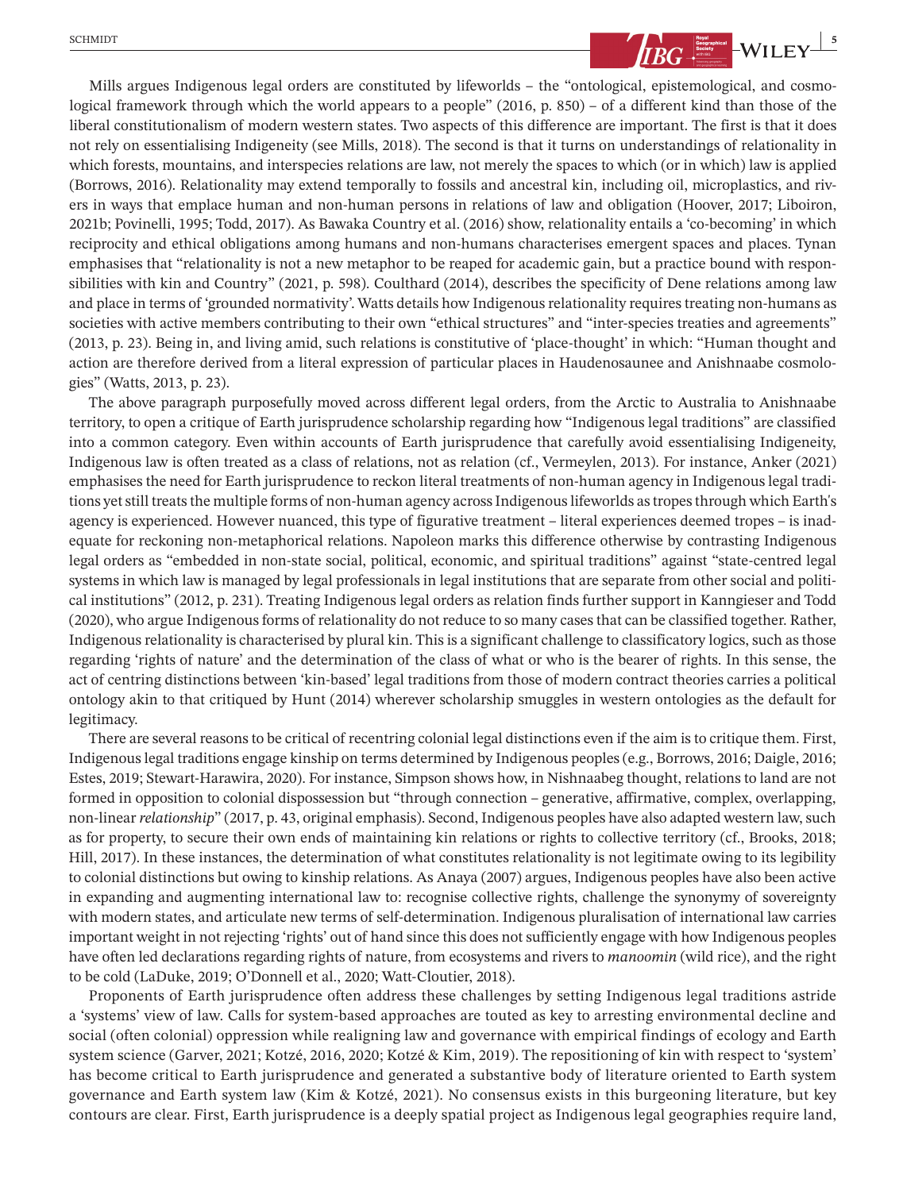Mills argues Indigenous legal orders are constituted by lifeworlds – the "ontological, epistemological, and cosmological framework through which the world appears to a people" (2016, p. 850) – of a different kind than those of the liberal constitutionalism of modern western states. Two aspects of this difference are important. The first is that it does not rely on essentialising Indigeneity (see Mills, 2018). The second is that it turns on understandings of relationality in which forests, mountains, and interspecies relations are law, not merely the spaces to which (or in which) law is applied (Borrows, 2016). Relationality may extend temporally to fossils and ancestral kin, including oil, microplastics, and rivers in ways that emplace human and non-human persons in relations of law and obligation (Hoover, 2017; Liboiron, 2021b; Povinelli, 1995; Todd, 2017). As Bawaka Country et al. (2016) show, relationality entails a 'co-becoming' in which reciprocity and ethical obligations among humans and non-humans characterises emergent spaces and places. Tynan emphasises that "relationality is not a new metaphor to be reaped for academic gain, but a practice bound with responsibilities with kin and Country" (2021, p. 598). Coulthard (2014), describes the specificity of Dene relations among law and place in terms of 'grounded normativity'. Watts details how Indigenous relationality requires treating non-humans as societies with active members contributing to their own "ethical structures" and "inter-species treaties and agreements" (2013, p. 23). Being in, and living amid, such relations is constitutive of 'place-thought' in which: "Human thought and action are therefore derived from a literal expression of particular places in Haudenosaunee and Anishnaabe cosmologies" (Watts, 2013, p. 23).

The above paragraph purposefully moved across different legal orders, from the Arctic to Australia to Anishnaabe territory, to open a critique of Earth jurisprudence scholarship regarding how "Indigenous legal traditions" are classified into a common category. Even within accounts of Earth jurisprudence that carefully avoid essentialising Indigeneity, Indigenous law is often treated as a class of relations, not as relation (cf., Vermeylen, 2013). For instance, Anker (2021) emphasises the need for Earth jurisprudence to reckon literal treatments of non-human agency in Indigenous legal traditions yet still treats the multiple forms of non-human agency across Indigenous lifeworlds as tropes through which Earth's agency is experienced. However nuanced, this type of figurative treatment – literal experiences deemed tropes – is inadequate for reckoning non-metaphorical relations. Napoleon marks this difference otherwise by contrasting Indigenous legal orders as "embedded in non-state social, political, economic, and spiritual traditions" against "state-centred legal systems in which law is managed by legal professionals in legal institutions that are separate from other social and political institutions" (2012, p. 231). Treating Indigenous legal orders as relation finds further support in Kanngieser and Todd (2020), who argue Indigenous forms of relationality do not reduce to so many cases that can be classified together. Rather, Indigenous relationality is characterised by plural kin. This is a significant challenge to classificatory logics, such as those regarding 'rights of nature' and the determination of the class of what or who is the bearer of rights. In this sense, the act of centring distinctions between 'kin-based' legal traditions from those of modern contract theories carries a political ontology akin to that critiqued by Hunt (2014) wherever scholarship smuggles in western ontologies as the default for legitimacy.

There are several reasons to be critical of recentring colonial legal distinctions even if the aim is to critique them. First, Indigenous legal traditions engage kinship on terms determined by Indigenous peoples (e.g., Borrows, 2016; Daigle, 2016; Estes, 2019; Stewart-Harawira, 2020). For instance, Simpson shows how, in Nishnaabeg thought, relations to land are not formed in opposition to colonial dispossession but "through connection – generative, affirmative, complex, overlapping, non-linear *relationship*" (2017, p. 43, original emphasis). Second, Indigenous peoples have also adapted western law, such as for property, to secure their own ends of maintaining kin relations or rights to collective territory (cf., Brooks, 2018; Hill, 2017). In these instances, the determination of what constitutes relationality is not legitimate owing to its legibility to colonial distinctions but owing to kinship relations. As Anaya (2007) argues, Indigenous peoples have also been active in expanding and augmenting international law to: recognise collective rights, challenge the synonymy of sovereignty with modern states, and articulate new terms of self-determination. Indigenous pluralisation of international law carries important weight in not rejecting 'rights' out of hand since this does not sufficiently engage with how Indigenous peoples have often led declarations regarding rights of nature, from ecosystems and rivers to *manoomin* (wild rice), and the right to be cold (LaDuke, 2019; O'Donnell et al., 2020; Watt-Cloutier, 2018).

Proponents of Earth jurisprudence often address these challenges by setting Indigenous legal traditions astride a 'systems' view of law. Calls for system-based approaches are touted as key to arresting environmental decline and social (often colonial) oppression while realigning law and governance with empirical findings of ecology and Earth system science (Garver, 2021; Kotzé, 2016, 2020; Kotzé & Kim, 2019). The repositioning of kin with respect to 'system' has become critical to Earth jurisprudence and generated a substantive body of literature oriented to Earth system governance and Earth system law (Kim & Kotzé, 2021). No consensus exists in this burgeoning literature, but key contours are clear. First, Earth jurisprudence is a deeply spatial project as Indigenous legal geographies require land,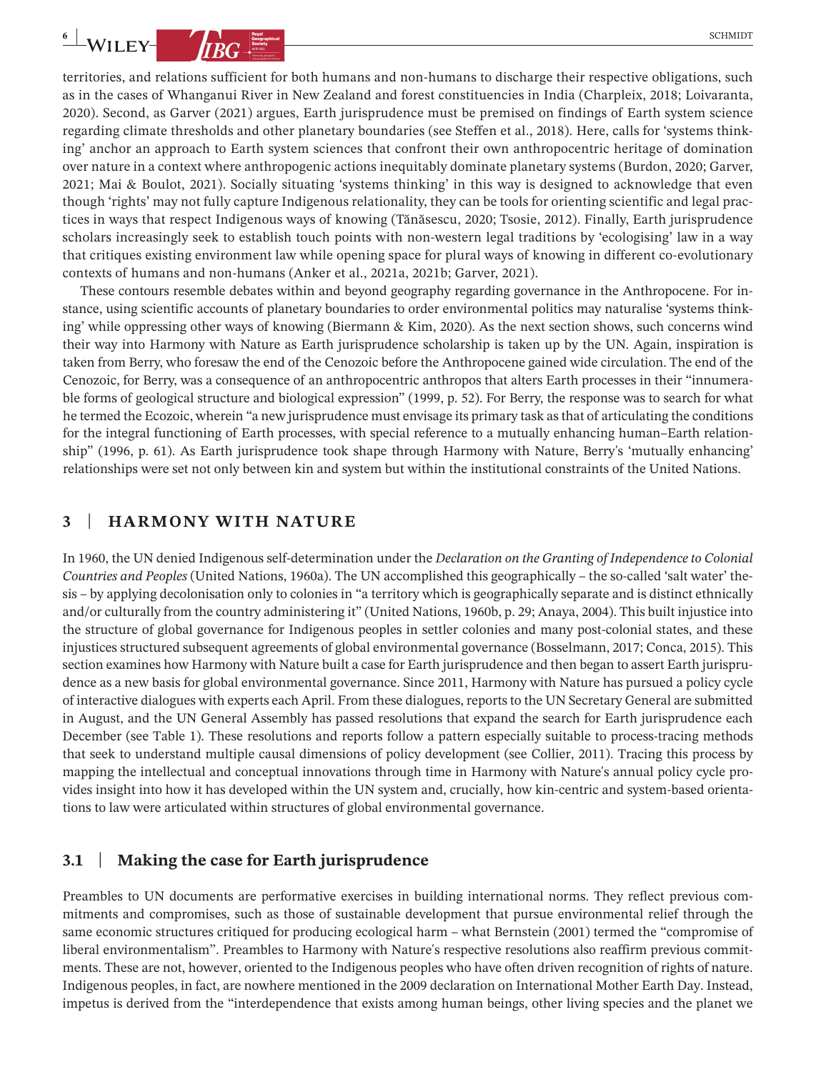territories, and relations sufficient for both humans and non-humans to discharge their respective obligations, such as in the cases of Whanganui River in New Zealand and forest constituencies in India (Charpleix, 2018; Loivaranta, 2020). Second, as Garver (2021) argues, Earth jurisprudence must be premised on findings of Earth system science regarding climate thresholds and other planetary boundaries (see Steffen et al., 2018). Here, calls for 'systems thinking' anchor an approach to Earth system sciences that confront their own anthropocentric heritage of domination over nature in a context where anthropogenic actions inequitably dominate planetary systems (Burdon, 2020; Garver, 2021; Mai & Boulot, 2021). Socially situating 'systems thinking' in this way is designed to acknowledge that even though 'rights' may not fully capture Indigenous relationality, they can be tools for orienting scientific and legal practices in ways that respect Indigenous ways of knowing (Tănăsescu, 2020; Tsosie, 2012). Finally, Earth jurisprudence scholars increasingly seek to establish touch points with non-western legal traditions by 'ecologising' law in a way that critiques existing environment law while opening space for plural ways of knowing in different co-evolutionary contexts of humans and non-humans (Anker et al., 2021a, 2021b; Garver, 2021).

These contours resemble debates within and beyond geography regarding governance in the Anthropocene. For instance, using scientific accounts of planetary boundaries to order environmental politics may naturalise 'systems thinking' while oppressing other ways of knowing (Biermann & Kim, 2020). As the next section shows, such concerns wind their way into Harmony with Nature as Earth jurisprudence scholarship is taken up by the UN. Again, inspiration is taken from Berry, who foresaw the end of the Cenozoic before the Anthropocene gained wide circulation. The end of the Cenozoic, for Berry, was a consequence of an anthropocentric anthropos that alters Earth processes in their "innumerable forms of geological structure and biological expression" (1999, p. 52). For Berry, the response was to search for what he termed the Ecozoic, wherein "a new jurisprudence must envisage its primary task as that of articulating the conditions for the integral functioning of Earth processes, with special reference to a mutually enhancing human–Earth relationship" (1996, p. 61). As Earth jurisprudence took shape through Harmony with Nature, Berry's 'mutually enhancing' relationships were set not only between kin and system but within the institutional constraints of the United Nations.

## 3 | HARMONY WITH NATURE

In 1960, the UN denied Indigenous self-determination under the *Declaration on the Granting of Independence to Colonial Countries and Peoples* (United Nations, 1960a). The UN accomplished this geographically – the so-called 'salt water' thesis – by applying decolonisation only to colonies in "a territory which is geographically separate and is distinct ethnically and/or culturally from the country administering it" (United Nations, 1960b, p. 29; Anaya, 2004). This built injustice into the structure of global governance for Indigenous peoples in settler colonies and many post-colonial states, and these injustices structured subsequent agreements of global environmental governance (Bosselmann, 2017; Conca, 2015). This section examines how Harmony with Nature built a case for Earth jurisprudence and then began to assert Earth jurisprudence as a new basis for global environmental governance. Since 2011, Harmony with Nature has pursued a policy cycle of interactive dialogues with experts each April. From these dialogues, reports to the UN Secretary General are submitted in August, and the UN General Assembly has passed resolutions that expand the search for Earth jurisprudence each December (see Table 1). These resolutions and reports follow a pattern especially suitable to process-tracing methods that seek to understand multiple causal dimensions of policy development (see Collier, 2011). Tracing this process by mapping the intellectual and conceptual innovations through time in Harmony with Nature's annual policy cycle provides insight into how it has developed within the UN system and, crucially, how kin-centric and system-based orientations to law were articulated within structures of global environmental governance.

### 3.1 | Making the case for Earth jurisprudence

Preambles to UN documents are performative exercises in building international norms. They reflect previous commitments and compromises, such as those of sustainable development that pursue environmental relief through the same economic structures critiqued for producing ecological harm – what Bernstein (2001) termed the "compromise of liberal environmentalism". Preambles to Harmony with Nature's respective resolutions also reaffirm previous commitments. These are not, however, oriented to the Indigenous peoples who have often driven recognition of rights of nature. Indigenous peoples, in fact, are nowhere mentioned in the 2009 declaration on International Mother Earth Day. Instead, impetus is derived from the "interdependence that exists among human beings, other living species and the planet we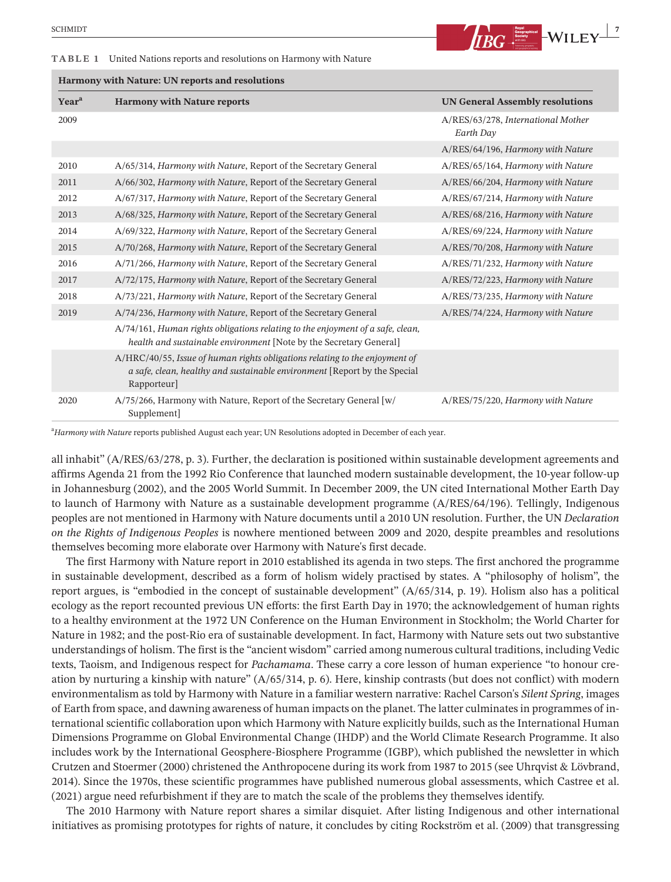**TABLE 1** United Nations reports and resolutions on Harmony with Nature

| Harmony with Nature: UN reports and resolutions | | |
|---|---|---|
| **Year**[a] | **Harmony with Nature reports** | **UN General Assembly resolutions** |
| 2009 | | A/RES/63/278, *International Mother Earth Day* |
| | | A/RES/64/196, *Harmony with Nature* |
| 2010 | A/65/314, *Harmony with Nature*, Report of the Secretary General | A/RES/65/164, *Harmony with Nature* |
| 2011 | A/66/302, *Harmony with Nature*, Report of the Secretary General | A/RES/66/204, *Harmony with Nature* |
| 2012 | A/67/317, *Harmony with Nature*, Report of the Secretary General | A/RES/67/214, *Harmony with Nature* |
| 2013 | A/68/325, *Harmony with Nature*, Report of the Secretary General | A/RES/68/216, *Harmony with Nature* |
| 2014 | A/69/322, *Harmony with Nature*, Report of the Secretary General | A/RES/69/224, *Harmony with Nature* |
| 2015 | A/70/268, *Harmony with Nature*, Report of the Secretary General | A/RES/70/208, *Harmony with Nature* |
| 2016 | A/71/266, *Harmony with Nature*, Report of the Secretary General | A/RES/71/232, *Harmony with Nature* |
| 2017 | A/72/175, *Harmony with Nature*, Report of the Secretary General | A/RES/72/223, *Harmony with Nature* |
| 2018 | A/73/221, *Harmony with Nature*, Report of the Secretary General | A/RES/73/235, *Harmony with Nature* |
| 2019 | A/74/236, *Harmony with Nature*, Report of the Secretary General | A/RES/74/224, *Harmony with Nature* |
| | A/74/161, *Human rights obligations relating to the enjoyment of a safe, clean, health and sustainable environment* [Note by the Secretary General] | |
| | A/HRC/40/55, *Issue of human rights obligations relating to the enjoyment of a safe, clean, healthy and sustainable environment* [Report by the Special Rapporteur] | |
| 2020 | A/75/266, Harmony with Nature, Report of the Secretary General [w/ Supplement] | A/RES/75/220, *Harmony with Nature* |

[a]*Harmony with Nature* reports published August each year; UN Resolutions adopted in December of each year.

all inhabit" (A/RES/63/278, p. 3). Further, the declaration is positioned within sustainable development agreements and affirms Agenda 21 from the 1992 Rio Conference that launched modern sustainable development, the 10-year follow-up in Johannesburg (2002), and the 2005 World Summit. In December 2009, the UN cited International Mother Earth Day to launch of Harmony with Nature as a sustainable development programme (A/RES/64/196). Tellingly, Indigenous peoples are not mentioned in Harmony with Nature documents until a 2010 UN resolution. Further, the UN *Declaration on the Rights of Indigenous Peoples* is nowhere mentioned between 2009 and 2020, despite preambles and resolutions themselves becoming more elaborate over Harmony with Nature's first decade.

The first Harmony with Nature report in 2010 established its agenda in two steps. The first anchored the programme in sustainable development, described as a form of holism widely practised by states. A "philosophy of holism", the report argues, is "embodied in the concept of sustainable development" (A/65/314, p. 19). Holism also has a political ecology as the report recounted previous UN efforts: the first Earth Day in 1970; the acknowledgement of human rights to a healthy environment at the 1972 UN Conference on the Human Environment in Stockholm; the World Charter for Nature in 1982; and the post-Rio era of sustainable development. In fact, Harmony with Nature sets out two substantive understandings of holism. The first is the "ancient wisdom" carried among numerous cultural traditions, including Vedic texts, Taoism, and Indigenous respect for *Pachamama*. These carry a core lesson of human experience "to honour creation by nurturing a kinship with nature" (A/65/314, p. 6). Here, kinship contrasts (but does not conflict) with modern environmentalism as told by Harmony with Nature in a familiar western narrative: Rachel Carson's *Silent Spring*, images of Earth from space, and dawning awareness of human impacts on the planet. The latter culminates in programmes of international scientific collaboration upon which Harmony with Nature explicitly builds, such as the International Human Dimensions Programme on Global Environmental Change (IHDP) and the World Climate Research Programme. It also includes work by the International Geosphere-Biosphere Programme (IGBP), which published the newsletter in which Crutzen and Stoermer (2000) christened the Anthropocene during its work from 1987 to 2015 (see Uhrqvist & Lövbrand, 2014). Since the 1970s, these scientific programmes have published numerous global assessments, which Castree et al. (2021) argue need refurbishment if they are to match the scale of the problems they themselves identify.

The 2010 Harmony with Nature report shares a similar disquiet. After listing Indigenous and other international initiatives as promising prototypes for rights of nature, it concludes by citing Rockström et al. (2009) that transgressing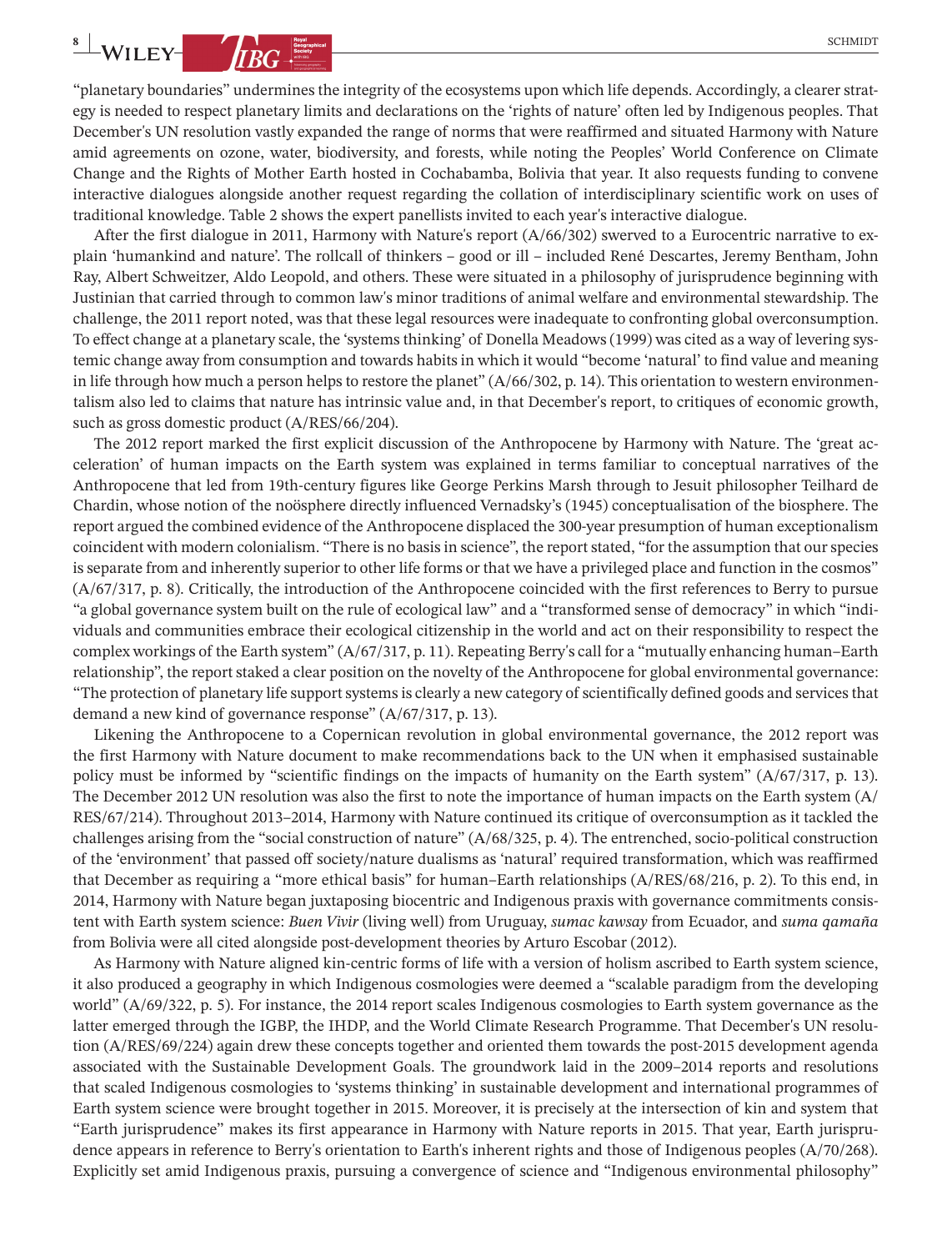"planetary boundaries" undermines the integrity of the ecosystems upon which life depends. Accordingly, a clearer strategy is needed to respect planetary limits and declarations on the 'rights of nature' often led by Indigenous peoples. That December's UN resolution vastly expanded the range of norms that were reaffirmed and situated Harmony with Nature amid agreements on ozone, water, biodiversity, and forests, while noting the Peoples' World Conference on Climate Change and the Rights of Mother Earth hosted in Cochabamba, Bolivia that year. It also requests funding to convene interactive dialogues alongside another request regarding the collation of interdisciplinary scientific work on uses of traditional knowledge. Table 2 shows the expert panellists invited to each year's interactive dialogue.

After the first dialogue in 2011, Harmony with Nature's report (A/66/302) swerved to a Eurocentric narrative to explain 'humankind and nature'. The rollcall of thinkers – good or ill – included René Descartes, Jeremy Bentham, John Ray, Albert Schweitzer, Aldo Leopold, and others. These were situated in a philosophy of jurisprudence beginning with Justinian that carried through to common law's minor traditions of animal welfare and environmental stewardship. The challenge, the 2011 report noted, was that these legal resources were inadequate to confronting global overconsumption. To effect change at a planetary scale, the 'systems thinking' of Donella Meadows (1999) was cited as a way of levering systemic change away from consumption and towards habits in which it would "become 'natural' to find value and meaning in life through how much a person helps to restore the planet" (A/66/302, p. 14). This orientation to western environmentalism also led to claims that nature has intrinsic value and, in that December's report, to critiques of economic growth, such as gross domestic product (A/RES/66/204).

The 2012 report marked the first explicit discussion of the Anthropocene by Harmony with Nature. The 'great acceleration' of human impacts on the Earth system was explained in terms familiar to conceptual narratives of the Anthropocene that led from 19th-century figures like George Perkins Marsh through to Jesuit philosopher Teilhard de Chardin, whose notion of the noösphere directly influenced Vernadsky's (1945) conceptualisation of the biosphere. The report argued the combined evidence of the Anthropocene displaced the 300-year presumption of human exceptionalism coincident with modern colonialism. "There is no basis in science", the report stated, "for the assumption that our species is separate from and inherently superior to other life forms or that we have a privileged place and function in the cosmos" (A/67/317, p. 8). Critically, the introduction of the Anthropocene coincided with the first references to Berry to pursue "a global governance system built on the rule of ecological law" and a "transformed sense of democracy" in which "individuals and communities embrace their ecological citizenship in the world and act on their responsibility to respect the complex workings of the Earth system" (A/67/317, p. 11). Repeating Berry's call for a "mutually enhancing human–Earth relationship", the report staked a clear position on the novelty of the Anthropocene for global environmental governance: "The protection of planetary life support systems is clearly a new category of scientifically defined goods and services that demand a new kind of governance response" (A/67/317, p. 13).

Likening the Anthropocene to a Copernican revolution in global environmental governance, the 2012 report was the first Harmony with Nature document to make recommendations back to the UN when it emphasised sustainable policy must be informed by "scientific findings on the impacts of humanity on the Earth system" (A/67/317, p. 13). The December 2012 UN resolution was also the first to note the importance of human impacts on the Earth system (A/RES/67/214). Throughout 2013–2014, Harmony with Nature continued its critique of overconsumption as it tackled the challenges arising from the "social construction of nature" (A/68/325, p. 4). The entrenched, socio-political construction of the 'environment' that passed off society/nature dualisms as 'natural' required transformation, which was reaffirmed that December as requiring a "more ethical basis" for human–Earth relationships (A/RES/68/216, p. 2). To this end, in 2014, Harmony with Nature began juxtaposing biocentric and Indigenous praxis with governance commitments consistent with Earth system science: *Buen Vivir* (living well) from Uruguay, *sumac kawsay* from Ecuador, and *suma qamaña* from Bolivia were all cited alongside post-development theories by Arturo Escobar (2012).

As Harmony with Nature aligned kin-centric forms of life with a version of holism ascribed to Earth system science, it also produced a geography in which Indigenous cosmologies were deemed a "scalable paradigm from the developing world" (A/69/322, p. 5). For instance, the 2014 report scales Indigenous cosmologies to Earth system governance as the latter emerged through the IGBP, the IHDP, and the World Climate Research Programme. That December's UN resolution (A/RES/69/224) again drew these concepts together and oriented them towards the post-2015 development agenda associated with the Sustainable Development Goals. The groundwork laid in the 2009–2014 reports and resolutions that scaled Indigenous cosmologies to 'systems thinking' in sustainable development and international programmes of Earth system science were brought together in 2015. Moreover, it is precisely at the intersection of kin and system that "Earth jurisprudence" makes its first appearance in Harmony with Nature reports in 2015. That year, Earth jurisprudence appears in reference to Berry's orientation to Earth's inherent rights and those of Indigenous peoples (A/70/268). Explicitly set amid Indigenous praxis, pursuing a convergence of science and "Indigenous environmental philosophy"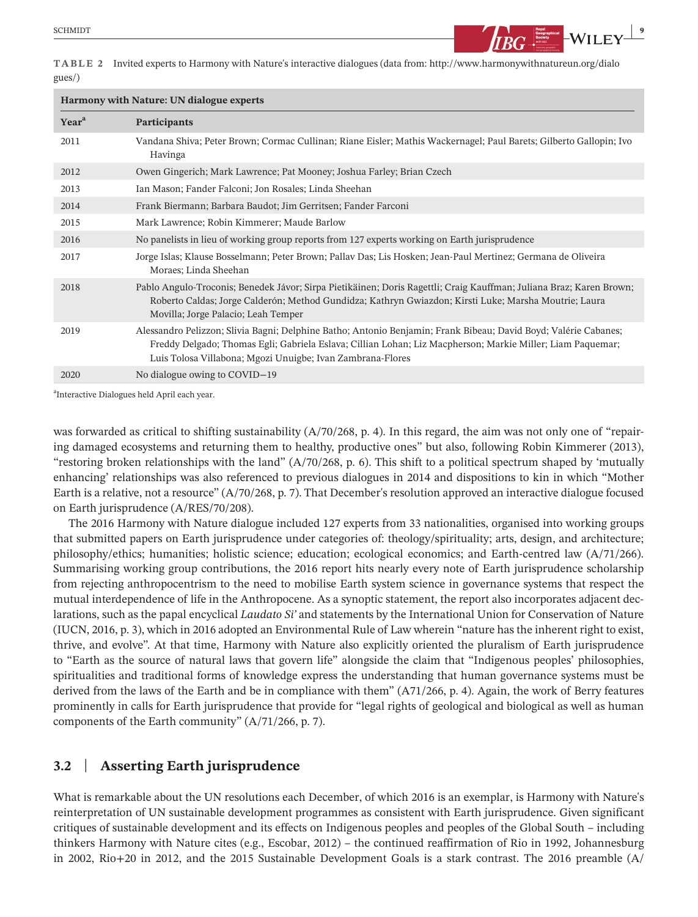**TABLE 2** Invited experts to Harmony with Nature's interactive dialogues (data from: http://www.harmonywithnatureun.org/dialogues/)

| Harmony with Nature: UN dialogue experts | |
|---|---|
| **Year**[a] | **Participants** |
| 2011 | Vandana Shiva; Peter Brown; Cormac Cullinan; Riane Eisler; Mathis Wackernagel; Paul Barets; Gilberto Gallopin; Ivo Havinga |
| 2012 | Owen Gingerich; Mark Lawrence; Pat Mooney; Joshua Farley; Brian Czech |
| 2013 | Ian Mason; Fander Falconi; Jon Rosales; Linda Sheehan |
| 2014 | Frank Biermann; Barbara Baudot; Jim Gerritsen; Fander Farconi |
| 2015 | Mark Lawrence; Robin Kimmerer; Maude Barlow |
| 2016 | No panelists in lieu of working group reports from 127 experts working on Earth jurisprudence |
| 2017 | Jorge Islas; Klause Bosselmann; Peter Brown; Pallav Das; Lis Hosken; Jean-Paul Mertinez; Germana de Oliveira Moraes; Linda Sheehan |
| 2018 | Pablo Angulo-Troconis; Benedek Jávor; Sirpa Pietikäinen; Doris Ragettli; Craig Kauffman; Juliana Braz; Karen Brown; Roberto Caldas; Jorge Calderón; Method Gundidza; Kathryn Gwiazdon; Kirsti Luke; Marsha Moutrie; Laura Movilla; Jorge Palacio; Leah Temper |
| 2019 | Alessandro Pelizzon; Slivia Bagni; Delphine Batho; Antonio Benjamin; Frank Bibeau; David Boyd; Valérie Cabanes; Freddy Delgado; Thomas Egli; Gabriela Eslava; Cillian Lohan; Liz Macpherson; Markie Miller; Liam Paquemar; Luis Tolosa Villabona; Mgozi Unuigbe; Ivan Zambrana-Flores |
| 2020 | No dialogue owing to COVID−19 |

[a]Interactive Dialogues held April each year.

was forwarded as critical to shifting sustainability (A/70/268, p. 4). In this regard, the aim was not only one of "repairing damaged ecosystems and returning them to healthy, productive ones" but also, following Robin Kimmerer (2013), "restoring broken relationships with the land" (A/70/268, p. 6). This shift to a political spectrum shaped by 'mutually enhancing' relationships was also referenced to previous dialogues in 2014 and dispositions to kin in which "Mother Earth is a relative, not a resource" (A/70/268, p. 7). That December's resolution approved an interactive dialogue focused on Earth jurisprudence (A/RES/70/208).

The 2016 Harmony with Nature dialogue included 127 experts from 33 nationalities, organised into working groups that submitted papers on Earth jurisprudence under categories of: theology/spirituality; arts, design, and architecture; philosophy/ethics; humanities; holistic science; education; ecological economics; and Earth-centred law (A/71/266). Summarising working group contributions, the 2016 report hits nearly every note of Earth jurisprudence scholarship from rejecting anthropocentrism to the need to mobilise Earth system science in governance systems that respect the mutual interdependence of life in the Anthropocene. As a synoptic statement, the report also incorporates adjacent declarations, such as the papal encyclical *Laudato Si'* and statements by the International Union for Conservation of Nature (IUCN, 2016, p. 3), which in 2016 adopted an Environmental Rule of Law wherein "nature has the inherent right to exist, thrive, and evolve". At that time, Harmony with Nature also explicitly oriented the pluralism of Earth jurisprudence to "Earth as the source of natural laws that govern life" alongside the claim that "Indigenous peoples' philosophies, spiritualities and traditional forms of knowledge express the understanding that human governance systems must be derived from the laws of the Earth and be in compliance with them" (A71/266, p. 4). Again, the work of Berry features prominently in calls for Earth jurisprudence that provide for "legal rights of geological and biological as well as human components of the Earth community" (A/71/266, p. 7).

## 3.2 | Asserting Earth jurisprudence

What is remarkable about the UN resolutions each December, of which 2016 is an exemplar, is Harmony with Nature's reinterpretation of UN sustainable development programmes as consistent with Earth jurisprudence. Given significant critiques of sustainable development and its effects on Indigenous peoples and peoples of the Global South – including thinkers Harmony with Nature cites (e.g., Escobar, 2012) – the continued reaffirmation of Rio in 1992, Johannesburg in 2002, Rio+20 in 2012, and the 2015 Sustainable Development Goals is a stark contrast. The 2016 preamble (A/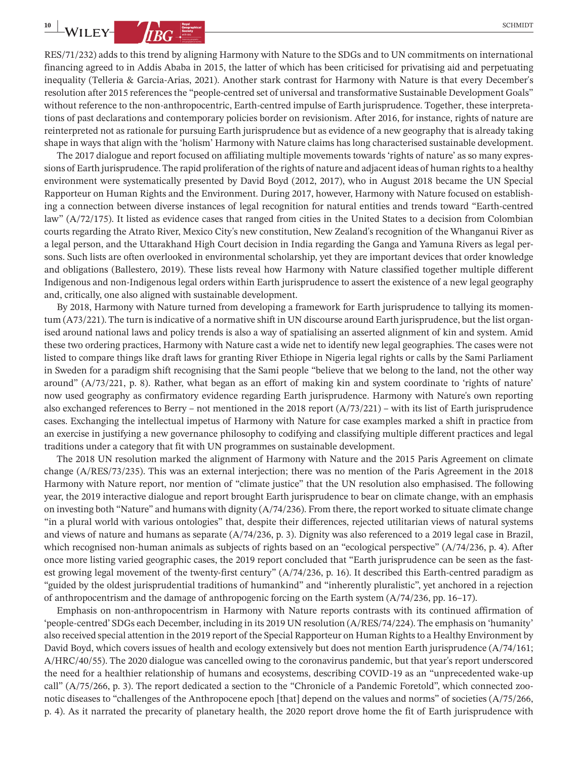RES/71/232) adds to this trend by aligning Harmony with Nature to the SDGs and to UN commitments on international financing agreed to in Addis Ababa in 2015, the latter of which has been criticised for privatising aid and perpetuating inequality (Telleria & Garcia-Arias, 2021). Another stark contrast for Harmony with Nature is that every December's resolution after 2015 references the "people-centred set of universal and transformative Sustainable Development Goals" without reference to the non-anthropocentric, Earth-centred impulse of Earth jurisprudence. Together, these interpretations of past declarations and contemporary policies border on revisionism. After 2016, for instance, rights of nature are reinterpreted not as rationale for pursuing Earth jurisprudence but as evidence of a new geography that is already taking shape in ways that align with the 'holism' Harmony with Nature claims has long characterised sustainable development.

The 2017 dialogue and report focused on affiliating multiple movements towards 'rights of nature' as so many expressions of Earth jurisprudence. The rapid proliferation of the rights of nature and adjacent ideas of human rights to a healthy environment were systematically presented by David Boyd (2012, 2017), who in August 2018 became the UN Special Rapporteur on Human Rights and the Environment. During 2017, however, Harmony with Nature focused on establishing a connection between diverse instances of legal recognition for natural entities and trends toward "Earth-centred law" (A/72/175). It listed as evidence cases that ranged from cities in the United States to a decision from Colombian courts regarding the Atrato River, Mexico City's new constitution, New Zealand's recognition of the Whanganui River as a legal person, and the Uttarakhand High Court decision in India regarding the Ganga and Yamuna Rivers as legal persons. Such lists are often overlooked in environmental scholarship, yet they are important devices that order knowledge and obligations (Ballestero, 2019). These lists reveal how Harmony with Nature classified together multiple different Indigenous and non-Indigenous legal orders within Earth jurisprudence to assert the existence of a new legal geography and, critically, one also aligned with sustainable development.

By 2018, Harmony with Nature turned from developing a framework for Earth jurisprudence to tallying its momentum (A73/221). The turn is indicative of a normative shift in UN discourse around Earth jurisprudence, but the list organised around national laws and policy trends is also a way of spatialising an asserted alignment of kin and system. Amid these two ordering practices, Harmony with Nature cast a wide net to identify new legal geographies. The cases were not listed to compare things like draft laws for granting River Ethiope in Nigeria legal rights or calls by the Sami Parliament in Sweden for a paradigm shift recognising that the Sami people "believe that we belong to the land, not the other way around" (A/73/221, p. 8). Rather, what began as an effort of making kin and system coordinate to 'rights of nature' now used geography as confirmatory evidence regarding Earth jurisprudence. Harmony with Nature's own reporting also exchanged references to Berry – not mentioned in the 2018 report (A/73/221) – with its list of Earth jurisprudence cases. Exchanging the intellectual impetus of Harmony with Nature for case examples marked a shift in practice from an exercise in justifying a new governance philosophy to codifying and classifying multiple different practices and legal traditions under a category that fit with UN programmes on sustainable development.

The 2018 UN resolution marked the alignment of Harmony with Nature and the 2015 Paris Agreement on climate change (A/RES/73/235). This was an external interjection; there was no mention of the Paris Agreement in the 2018 Harmony with Nature report, nor mention of "climate justice" that the UN resolution also emphasised. The following year, the 2019 interactive dialogue and report brought Earth jurisprudence to bear on climate change, with an emphasis on investing both "Nature" and humans with dignity (A/74/236). From there, the report worked to situate climate change "in a plural world with various ontologies" that, despite their differences, rejected utilitarian views of natural systems and views of nature and humans as separate (A/74/236, p. 3). Dignity was also referenced to a 2019 legal case in Brazil, which recognised non-human animals as subjects of rights based on an "ecological perspective" (A/74/236, p. 4). After once more listing varied geographic cases, the 2019 report concluded that "Earth jurisprudence can be seen as the fastest growing legal movement of the twenty-first century" (A/74/236, p. 16). It described this Earth-centred paradigm as "guided by the oldest jurisprudential traditions of humankind" and "inherently pluralistic", yet anchored in a rejection of anthropocentrism and the damage of anthropogenic forcing on the Earth system (A/74/236, pp. 16–17).

Emphasis on non-anthropocentrism in Harmony with Nature reports contrasts with its continued affirmation of 'people-centred' SDGs each December, including in its 2019 UN resolution (A/RES/74/224). The emphasis on 'humanity' also received special attention in the 2019 report of the Special Rapporteur on Human Rights to a Healthy Environment by David Boyd, which covers issues of health and ecology extensively but does not mention Earth jurisprudence (A/74/161; A/HRC/40/55). The 2020 dialogue was cancelled owing to the coronavirus pandemic, but that year's report underscored the need for a healthier relationship of humans and ecosystems, describing COVID-19 as an "unprecedented wake-up call" (A/75/266, p. 3). The report dedicated a section to the "Chronicle of a Pandemic Foretold", which connected zoonotic diseases to "challenges of the Anthropocene epoch [that] depend on the values and norms" of societies (A/75/266, p. 4). As it narrated the precarity of planetary health, the 2020 report drove home the fit of Earth jurisprudence with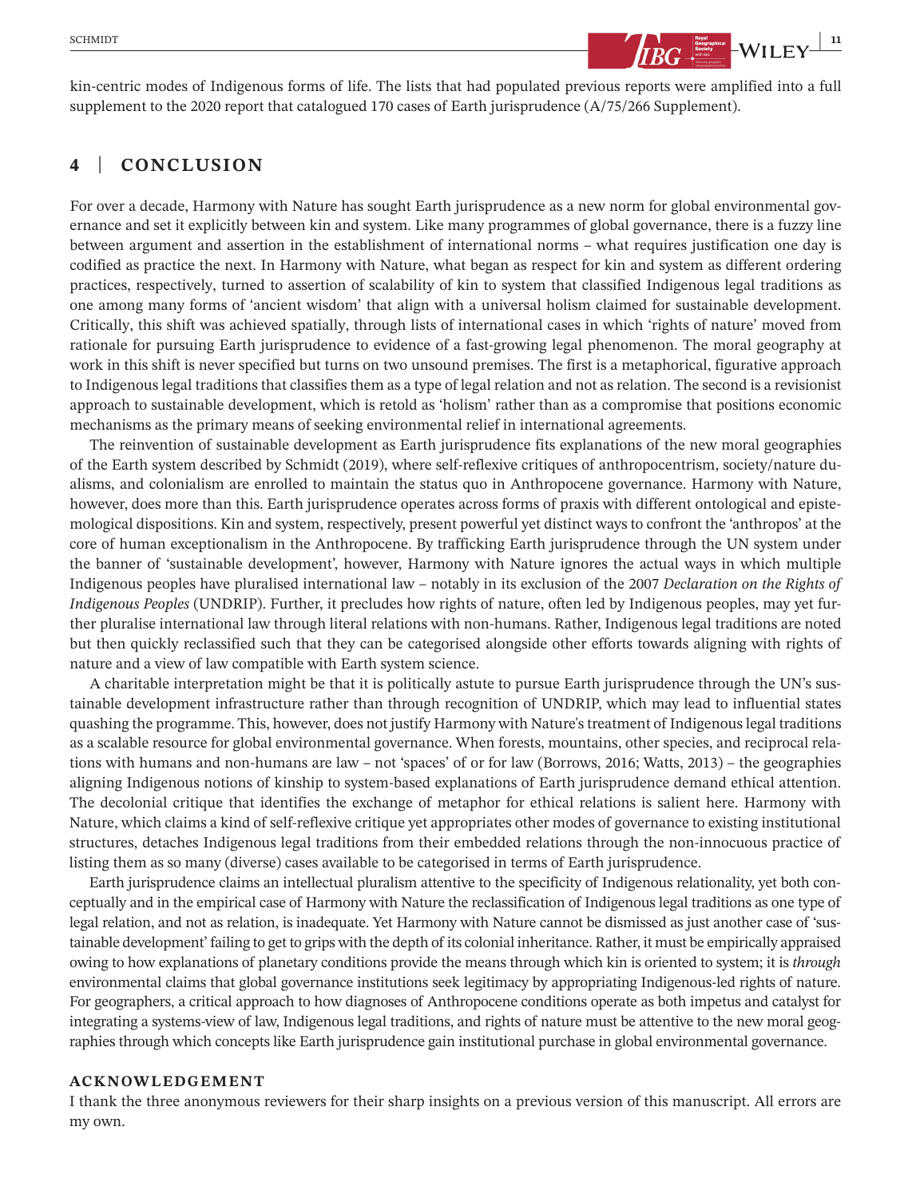kin-centric modes of Indigenous forms of life. The lists that had populated previous reports were amplified into a full supplement to the 2020 report that catalogued 170 cases of Earth jurisprudence (A/75/266 Supplement).

## 4 | CONCLUSION

For over a decade, Harmony with Nature has sought Earth jurisprudence as a new norm for global environmental governance and set it explicitly between kin and system. Like many programmes of global governance, there is a fuzzy line between argument and assertion in the establishment of international norms – what requires justification one day is codified as practice the next. In Harmony with Nature, what began as respect for kin and system as different ordering practices, respectively, turned to assertion of scalability of kin to system that classified Indigenous legal traditions as one among many forms of 'ancient wisdom' that align with a universal holism claimed for sustainable development. Critically, this shift was achieved spatially, through lists of international cases in which 'rights of nature' moved from rationale for pursuing Earth jurisprudence to evidence of a fast-growing legal phenomenon. The moral geography at work in this shift is never specified but turns on two unsound premises. The first is a metaphorical, figurative approach to Indigenous legal traditions that classifies them as a type of legal relation and not as relation. The second is a revisionist approach to sustainable development, which is retold as 'holism' rather than as a compromise that positions economic mechanisms as the primary means of seeking environmental relief in international agreements.

The reinvention of sustainable development as Earth jurisprudence fits explanations of the new moral geographies of the Earth system described by Schmidt (2019), where self-reflexive critiques of anthropocentrism, society/nature dualisms, and colonialism are enrolled to maintain the status quo in Anthropocene governance. Harmony with Nature, however, does more than this. Earth jurisprudence operates across forms of praxis with different ontological and epistemological dispositions. Kin and system, respectively, present powerful yet distinct ways to confront the 'anthropos' at the core of human exceptionalism in the Anthropocene. By trafficking Earth jurisprudence through the UN system under the banner of 'sustainable development', however, Harmony with Nature ignores the actual ways in which multiple Indigenous peoples have pluralised international law – notably in its exclusion of the 2007 *Declaration on the Rights of Indigenous Peoples* (UNDRIP). Further, it precludes how rights of nature, often led by Indigenous peoples, may yet further pluralise international law through literal relations with non-humans. Rather, Indigenous legal traditions are noted but then quickly reclassified such that they can be categorised alongside other efforts towards aligning with rights of nature and a view of law compatible with Earth system science.

A charitable interpretation might be that it is politically astute to pursue Earth jurisprudence through the UN's sustainable development infrastructure rather than through recognition of UNDRIP, which may lead to influential states quashing the programme. This, however, does not justify Harmony with Nature's treatment of Indigenous legal traditions as a scalable resource for global environmental governance. When forests, mountains, other species, and reciprocal relations with humans and non-humans are law – not 'spaces' of or for law (Borrows, 2016; Watts, 2013) – the geographies aligning Indigenous notions of kinship to system-based explanations of Earth jurisprudence demand ethical attention. The decolonial critique that identifies the exchange of metaphor for ethical relations is salient here. Harmony with Nature, which claims a kind of self-reflexive critique yet appropriates other modes of governance to existing institutional structures, detaches Indigenous legal traditions from their embedded relations through the non-innocuous practice of listing them as so many (diverse) cases available to be categorised in terms of Earth jurisprudence.

Earth jurisprudence claims an intellectual pluralism attentive to the specificity of Indigenous relationality, yet both conceptually and in the empirical case of Harmony with Nature the reclassification of Indigenous legal traditions as one type of legal relation, and not as relation, is inadequate. Yet Harmony with Nature cannot be dismissed as just another case of 'sustainable development' failing to get to grips with the depth of its colonial inheritance. Rather, it must be empirically appraised owing to how explanations of planetary conditions provide the means through which kin is oriented to system; it is *through* environmental claims that global governance institutions seek legitimacy by appropriating Indigenous-led rights of nature. For geographers, a critical approach to how diagnoses of Anthropocene conditions operate as both impetus and catalyst for integrating a systems-view of law, Indigenous legal traditions, and rights of nature must be attentive to the new moral geographies through which concepts like Earth jurisprudence gain institutional purchase in global environmental governance.

### ACKNOWLEDGEMENT

I thank the three anonymous reviewers for their sharp insights on a previous version of this manuscript. All errors are my own.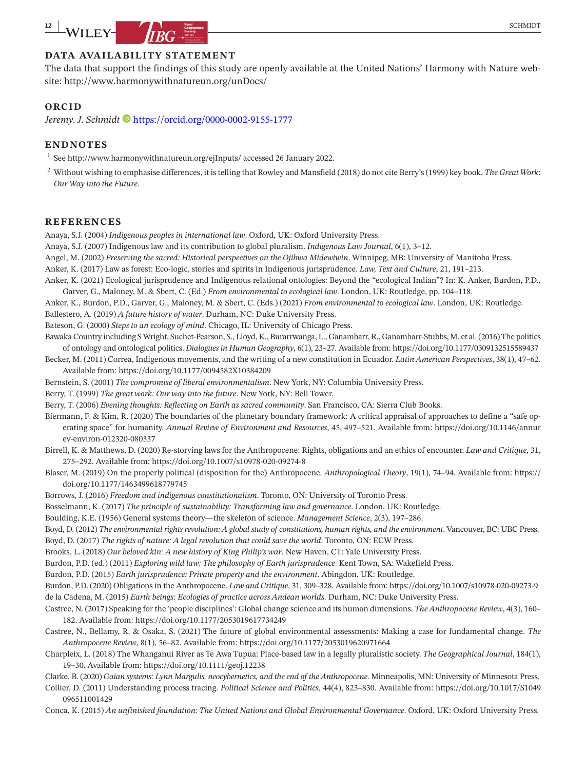## DATA AVAILABILITY STATEMENT

The data that support the findings of this study are openly available at the United Nations' Harmony with Nature website: http://www.harmonywithnatureun.org/unDocs/

## ORCID

*Jeremy. J. Schmidt* https://orcid.org/0000-0002-9155-1777

## ENDNOTES

[1] See http://www.harmonywithnatureun.org/ejInputs/ accessed 26 January 2022.

[2] Without wishing to emphasise differences, it is telling that Rowley and Mansfield (2018) do not cite Berry's (1999) key book, *The Great Work*: *Our Way into the Future*.

## REFERENCES

Anaya, S.J. (2004) *Indigenous peoples in international law*. Oxford, UK: Oxford University Press.

Anaya, S.J. (2007) Indigenous law and its contribution to global pluralism. *Indigenous Law Journal*, 6(1), 3–12.

Angel, M. (2002) *Preserving the sacred: Historical perspectives on the Ojibwa Midewiwin*. Winnipeg, MB: University of Manitoba Press.

Anker, K. (2017) Law as forest: Eco-logic, stories and spirits in Indigenous jurisprudence. *Law, Text and Culture*, 21, 191–213.

Anker, K. (2021) Ecological jurisprudence and Indigenous relational ontologies: Beyond the "ecological Indian"? In: K. Anker, Burdon, P.D., Garver, G., Maloney, M. & Sbert, C. (Ed.) *From environmental to ecological law*. London, UK: Routledge, pp. 104–118.

Anker, K., Burdon, P.D., Garver, G., Maloney, M. & Sbert, C. (Eds.) (2021) *From environmental to ecological law*. London, UK: Routledge.

Ballestero, A. (2019) *A future history of water*. Durham, NC: Duke University Press.

Bateson, G. (2000) *Steps to an ecology of mind*. Chicago, IL: University of Chicago Press.

Bawaka Country including S Wright, Suchet-Pearson, S., Lloyd, K., Burarrwanga, L., Ganambarr, R., Ganambarr-Stubbs, M. et al. (2016) The politics of ontology and ontological politics. *Dialogues in Human Geography*, 6(1), 23–27. Available from: https://doi.org/10.1177/0309132515589437

Becker, M. (2011) Correa, Indigenous movements, and the writing of a new constitution in Ecuador. *Latin American Perspectives*, 38(1), 47–62. Available from: https://doi.org/10.1177/0094582X10384209

Bernstein, S. (2001) *The compromise of liberal environmentalism*. New York, NY: Columbia University Press.

Berry, T. (1999) *The great work: Our way into the future*. New York, NY: Bell Tower.

Berry, T. (2006) *Evening thoughts: Reflecting on Earth as sacred community*. San Francisco, CA: Sierra Club Books.

Biermann, F. & Kim, R. (2020) The boundaries of the planetary boundary framework: A critical appraisal of approaches to define a "safe operating space" for humanity. *Annual Review of Environment and Resources*, 45, 497–521. Available from: https://doi.org/10.1146/annurev-environ-012320-080337

Birrell, K. & Matthews, D. (2020) Re-storying laws for the Anthropocene: Rights, obligations and an ethics of encounter. *Law and Critique*, 31, 275–292. Available from: https://doi.org/10.1007/s10978-020-09274-8

Blaser, M. (2019) On the properly political (disposition for the) Anthropocene. *Anthropological Theory*, 19(1), 74–94. Available from: https://doi.org/10.1177/1463499618779745

Borrows, J. (2016) *Freedom and indigenous constitutionalism*. Toronto, ON: University of Toronto Press.

Bosselmann, K. (2017) *The principle of sustainability: Transforming law and governance*. London, UK: Routledge.

Boulding, K.E. (1956) General systems theory—the skeleton of science. *Management Science*, 2(3), 197–286.

Boyd, D. (2012) *The environmental rights revolution: A global study of constitutions, human rights, and the environment*. Vancouver, BC: UBC Press.

Boyd, D. (2017) *The rights of nature: A legal revolution that could save the world*. Toronto, ON: ECW Press.

Brooks, L. (2018) *Our beloved kin: A new history of King Philip's war*. New Haven, CT: Yale University Press.

Burdon, P.D. (ed.) (2011) *Exploring wild law: The philosophy of Earth jurisprudence*. Kent Town, SA: Wakefield Press.

Burdon, P.D. (2015) *Earth jurisprudence: Private property and the environment*. Abingdon, UK: Routledge.

Burdon, P.D. (2020) Obligations in the Anthropocene. *Law and Critique*, 31, 309–328. Available from: https://doi.org/10.1007/s10978-020-09273-9

de la Cadena, M. (2015) *Earth beings: Ecologies of practice across Andean worlds*. Durham, NC: Duke University Press.

Castree, N. (2017) Speaking for the 'people disciplines': Global change science and its human dimensions. *The Anthropocene Review*, 4(3), 160–182. Available from: https://doi.org/10.1177/2053019617734249

Castree, N., Bellamy, R. & Osaka, S. (2021) The future of global environmental assessments: Making a case for fundamental change. *The Anthropocene Review*, 8(1), 56–82. Available from: https://doi.org/10.1177/2053019620971664

Charpleix, L. (2018) The Whanganui River as Te Awa Tupua: Place-based law in a legally pluralistic society. *The Geographical Journal*, 184(1), 19–30. Available from: https://doi.org/10.1111/geoj.12238

Clarke, B. (2020) *Gaian systems: Lynn Margulis, neocybernetics, and the end of the Anthropocene*. Minneapolis, MN: University of Minnesota Press.

Collier, D. (2011) Understanding process tracing. *Political Science and Politics*, 44(4), 823–830. Available from: https://doi.org/10.1017/S1049096511001429

Conca, K. (2015) *An unfinished foundation: The United Nations and Global Environmental Governance*. Oxford, UK: Oxford University Press.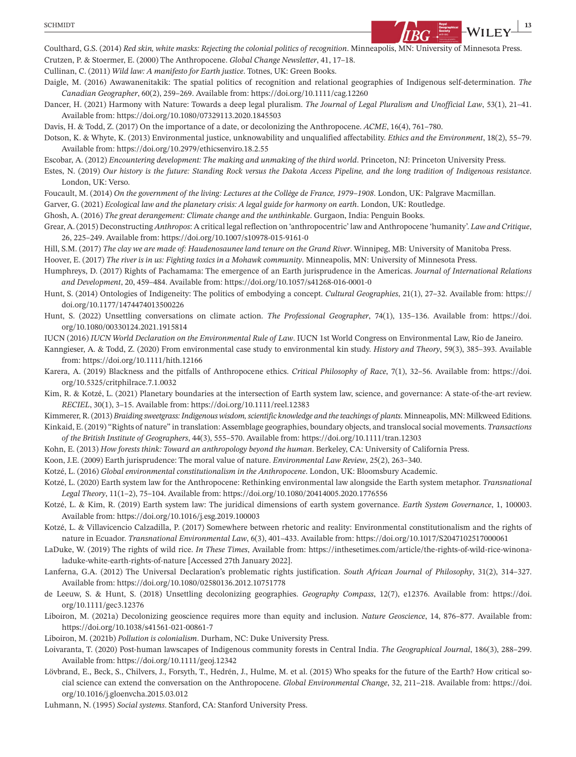Coulthard, G.S. (2014) *Red skin, white masks: Rejecting the colonial politics of recognition*. Minneapolis, MN: University of Minnesota Press.

Crutzen, P. & Stoermer, E. (2000) The Anthropocene. *Global Change Newsletter*, 41, 17–18.

Cullinan, C. (2011) *Wild law: A manifesto for Earth justice*. Totnes, UK: Green Books.

Daigle, M. (2016) Awawanenitakik: The spatial politics of recognition and relational geographies of Indigenous self-determination. *The Canadian Geographer*, 60(2), 259–269. Available from: https://doi.org/10.1111/cag.12260

Dancer, H. (2021) Harmony with Nature: Towards a deep legal pluralism. *The Journal of Legal Pluralism and Unofficial Law*, 53(1), 21–41. Available from: https://doi.org/10.1080/07329113.2020.1845503

Davis, H. & Todd, Z. (2017) On the importance of a date, or decolonizing the Anthropocene. *ACME*, 16(4), 761–780.

Dotson, K. & Whyte, K. (2013) Environmental justice, unknowability and unqualified affectability. *Ethics and the Environment*, 18(2), 55–79. Available from: https://doi.org/10.2979/ethicsenviro.18.2.55

Escobar, A. (2012) *Encountering development: The making and unmaking of the third world*. Princeton, NJ: Princeton University Press.

Estes, N. (2019) *Our history is the future: Standing Rock versus the Dakota Access Pipeline, and the long tradition of Indigenous resistance*. London, UK: Verso.

Foucault, M. (2014) *On the government of the living: Lectures at the Collège de France, 1979–1908*. London, UK: Palgrave Macmillan.

Garver, G. (2021) *Ecological law and the planetary crisis: A legal guide for harmony on earth*. London, UK: Routledge.

Ghosh, A. (2016) *The great derangement: Climate change and the unthinkable*. Gurgaon, India: Penguin Books.

Grear, A. (2015) Deconstructing *Anthropos*: A critical legal reflection on 'anthropocentric' law and Anthropocene 'humanity'. *Law and Critique*, 26, 225–249. Available from: https://doi.org/10.1007/s10978-015-9161-0

Hill, S.M. (2017) *The clay we are made of: Haudenosaunee land tenure on the Grand River*. Winnipeg, MB: University of Manitoba Press.

Hoover, E. (2017) *The river is in us: Fighting toxics in a Mohawk community*. Minneapolis, MN: University of Minnesota Press.

Humphreys, D. (2017) Rights of Pachamama: The emergence of an Earth jurisprudence in the Americas. *Journal of International Relations and Development*, 20, 459–484. Available from: https://doi.org/10.1057/s41268-016-0001-0

Hunt, S. (2014) Ontologies of Indigeneity: The politics of embodying a concept. *Cultural Geographies*, 21(1), 27–32. Available from: https://doi.org/10.1177/1474474013500226

Hunt, S. (2022) Unsettling conversations on climate action. *The Professional Geographer*, 74(1), 135–136. Available from: https://doi.org/10.1080/00330124.2021.1915814

IUCN (2016) *IUCN World Declaration on the Environmental Rule of Law*. IUCN 1st World Congress on Environmental Law, Rio de Janeiro.

Kanngieser, A. & Todd, Z. (2020) From environmental case study to environmental kin study. *History and Theory*, 59(3), 385–393. Available from: https://doi.org/10.1111/hith.12166

Karera, A. (2019) Blackness and the pitfalls of Anthropocene ethics. *Critical Philosophy of Race*, 7(1), 32–56. Available from: https://doi.org/10.5325/critphilrace.7.1.0032

Kim, R. & Kotzé, L. (2021) Planetary boundaries at the intersection of Earth system law, science, and governance: A state-of-the-art review. *RECIEL*, 30(1), 3–15. Available from: https://doi.org/10.1111/reel.12383

Kimmerer, R. (2013) *Braiding sweetgrass: Indigenous wisdom, scientific knowledge and the teachings of plants*. Minneapolis, MN: Milkweed Editions.

Kinkaid, E. (2019) "Rights of nature" in translation: Assemblage geographies, boundary objects, and translocal social movements. *Transactions of the British Institute of Geographers*, 44(3), 555–570. Available from: https://doi.org/10.1111/tran.12303

Kohn, E. (2013) *How forests think: Toward an anthropology beyond the human*. Berkeley, CA: University of California Press.

Koon, J.E. (2009) Earth jurisprudence: The moral value of nature. *Environmental Law Review*, 25(2), 263–340.

Kotzé, L. (2016) *Global environmental constitutionalism in the Anthropocene*. London, UK: Bloomsbury Academic.

Kotzé, L. (2020) Earth system law for the Anthropocene: Rethinking environmental law alongside the Earth system metaphor. *Transnational Legal Theory*, 11(1–2), 75–104. Available from: https://doi.org/10.1080/20414005.2020.1776556

Kotzé, L. & Kim, R. (2019) Earth system law: The juridical dimensions of earth system governance. *Earth System Governance*, 1, 100003. Available from: https://doi.org/10.1016/j.esg.2019.100003

Kotzé, L. & Villavicencio Calzadilla, P. (2017) Somewhere between rhetoric and reality: Environmental constitutionalism and the rights of nature in Ecuador. *Transnational Environmental Law*, 6(3), 401–433. Available from: https://doi.org/10.1017/S2047102517000061

LaDuke, W. (2019) The rights of wild rice. *In These Times*, Available from: https://inthesetimes.com/article/the-rights-of-wild-rice-winona-laduke-white-earth-rights-of-nature [Accessed 27th January 2022].

Lanferna, G.A. (2012) The Universal Declaration's problematic rights justification. *South African Journal of Philosophy*, 31(2), 314–327. Available from: https://doi.org/10.1080/02580136.2012.10751778

de Leeuw, S. & Hunt, S. (2018) Unsettling decolonizing geographies. *Geography Compass*, 12(7), e12376. Available from: https://doi.org/10.1111/gec3.12376

Liboiron, M. (2021a) Decolonizing geoscience requires more than equity and inclusion. *Nature Geoscience*, 14, 876–877. Available from: https://doi.org/10.1038/s41561-021-00861-7

Liboiron, M. (2021b) *Pollution is colonialism*. Durham, NC: Duke University Press.

Loivaranta, T. (2020) Post-human lawscapes of Indigenous community forests in Central India. *The Geographical Journal*, 186(3), 288–299. Available from: https://doi.org/10.1111/geoj.12342

Lövbrand, E., Beck, S., Chilvers, J., Forsyth, T., Hedrén, J., Hulme, M. et al. (2015) Who speaks for the future of the Earth? How critical social science can extend the conversation on the Anthropocene. *Global Environmental Change*, 32, 211–218. Available from: https://doi.org/10.1016/j.gloenvcha.2015.03.012

Luhmann, N. (1995) *Social systems*. Stanford, CA: Stanford University Press.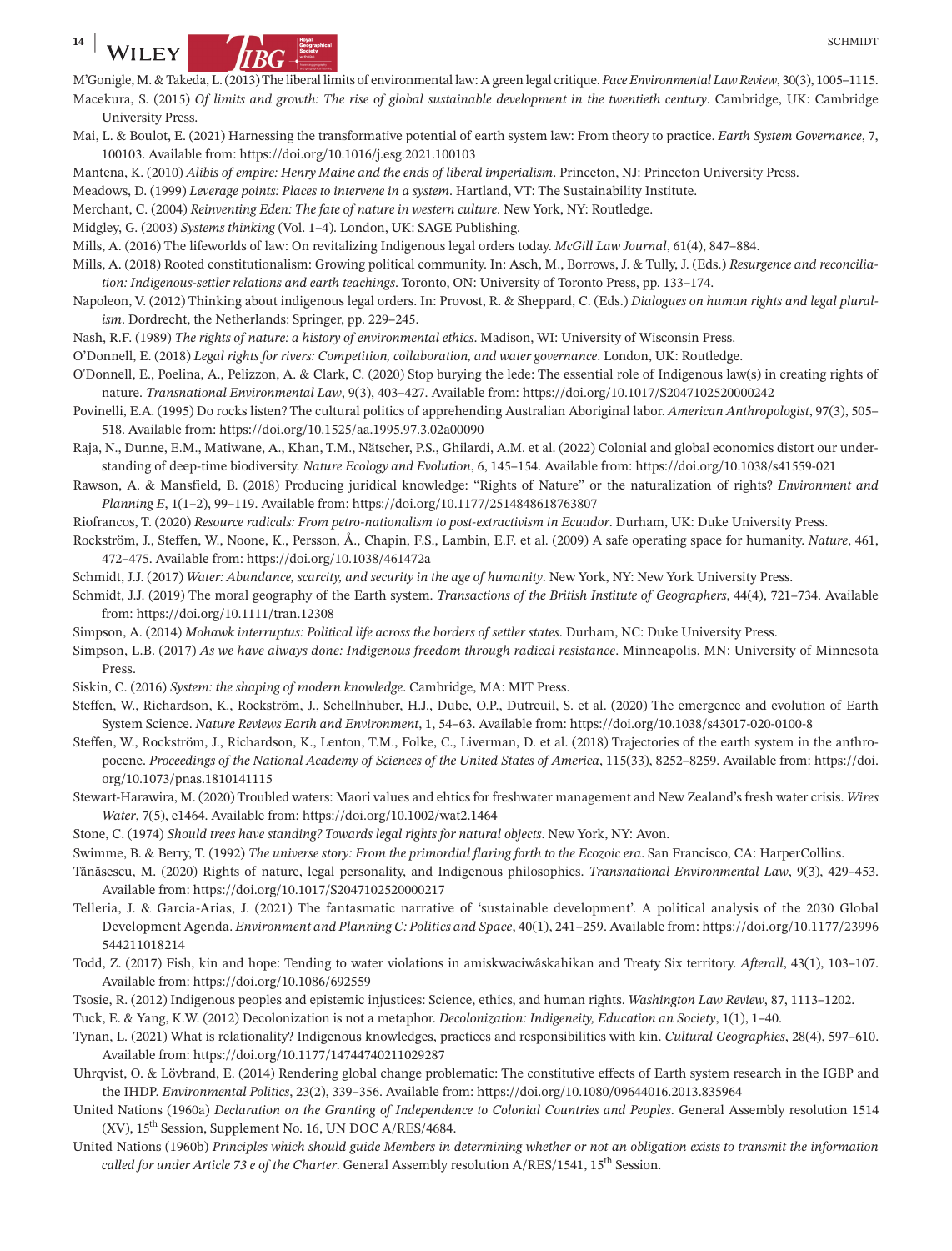M'Gonigle, M. & Takeda, L. (2013) The liberal limits of environmental law: A green legal critique. *Pace Environmental Law Review*, 30(3), 1005–1115.

Macekura, S. (2015) *Of limits and growth: The rise of global sustainable development in the twentieth century*. Cambridge, UK: Cambridge University Press.

Mai, L. & Boulot, E. (2021) Harnessing the transformative potential of earth system law: From theory to practice. *Earth System Governance*, 7, 100103. Available from: https://doi.org/10.1016/j.esg.2021.100103

Mantena, K. (2010) *Alibis of empire: Henry Maine and the ends of liberal imperialism*. Princeton, NJ: Princeton University Press.

Meadows, D. (1999) *Leverage points: Places to intervene in a system*. Hartland, VT: The Sustainability Institute.

Merchant, C. (2004) *Reinventing Eden: The fate of nature in western culture*. New York, NY: Routledge.

Midgley, G. (2003) *Systems thinking* (Vol. 1–4). London, UK: SAGE Publishing.

Mills, A. (2016) The lifeworlds of law: On revitalizing Indigenous legal orders today. *McGill Law Journal*, 61(4), 847–884.

Mills, A. (2018) Rooted constitutionalism: Growing political community. In: Asch, M., Borrows, J. & Tully, J. (Eds.) *Resurgence and reconciliation: Indigenous-settler relations and earth teachings*. Toronto, ON: University of Toronto Press, pp. 133–174.

Napoleon, V. (2012) Thinking about indigenous legal orders. In: Provost, R. & Sheppard, C. (Eds.) *Dialogues on human rights and legal pluralism*. Dordrecht, the Netherlands: Springer, pp. 229–245.

Nash, R.F. (1989) *The rights of nature: a history of environmental ethics*. Madison, WI: University of Wisconsin Press.

O'Donnell, E. (2018) *Legal rights for rivers: Competition, collaboration, and water governance*. London, UK: Routledge.

O'Donnell, E., Poelina, A., Pelizzon, A. & Clark, C. (2020) Stop burying the lede: The essential role of Indigenous law(s) in creating rights of nature. *Transnational Environmental Law*, 9(3), 403–427. Available from: https://doi.org/10.1017/S2047102520000242

Povinelli, E.A. (1995) Do rocks listen? The cultural politics of apprehending Australian Aboriginal labor. *American Anthropologist*, 97(3), 505–518. Available from: https://doi.org/10.1525/aa.1995.97.3.02a00090

Raja, N., Dunne, E.M., Matiwane, A., Khan, T.M., Nätscher, P.S., Ghilardi, A.M. et al. (2022) Colonial and global economics distort our understanding of deep-time biodiversity. *Nature Ecology and Evolution*, 6, 145–154. Available from: https://doi.org/10.1038/s41559-021

Rawson, A. & Mansfield, B. (2018) Producing juridical knowledge: "Rights of Nature" or the naturalization of rights? *Environment and Planning E*, 1(1–2), 99–119. Available from: https://doi.org/10.1177/2514848618763807

Riofrancos, T. (2020) *Resource radicals: From petro-nationalism to post-extractivism in Ecuador*. Durham, UK: Duke University Press.

Rockström, J., Steffen, W., Noone, K., Persson, Å., Chapin, F.S., Lambin, E.F. et al. (2009) A safe operating space for humanity. *Nature*, 461, 472–475. Available from: https://doi.org/10.1038/461472a

Schmidt, J.J. (2017) *Water: Abundance, scarcity, and security in the age of humanity*. New York, NY: New York University Press.

Schmidt, J.J. (2019) The moral geography of the Earth system. *Transactions of the British Institute of Geographers*, 44(4), 721–734. Available from: https://doi.org/10.1111/tran.12308

Simpson, A. (2014) *Mohawk interruptus: Political life across the borders of settler states*. Durham, NC: Duke University Press.

Simpson, L.B. (2017) *As we have always done: Indigenous freedom through radical resistance*. Minneapolis, MN: University of Minnesota Press.

Siskin, C. (2016) *System: the shaping of modern knowledge*. Cambridge, MA: MIT Press.

Steffen, W., Richardson, K., Rockström, J., Schellnhuber, H.J., Dube, O.P., Dutreuil, S. et al. (2020) The emergence and evolution of Earth System Science. *Nature Reviews Earth and Environment*, 1, 54–63. Available from: https://doi.org/10.1038/s43017-020-0100-8

Steffen, W., Rockström, J., Richardson, K., Lenton, T.M., Folke, C., Liverman, D. et al. (2018) Trajectories of the earth system in the anthropocene. *Proceedings of the National Academy of Sciences of the United States of America*, 115(33), 8252–8259. Available from: https://doi.org/10.1073/pnas.1810141115

Stewart-Harawira, M. (2020) Troubled waters: Maori values and ehtics for freshwater management and New Zealand's fresh water crisis. *Wires Water*, 7(5), e1464. Available from: https://doi.org/10.1002/wat2.1464

Stone, C. (1974) *Should trees have standing? Towards legal rights for natural objects*. New York, NY: Avon.

Swimme, B. & Berry, T. (1992) *The universe story: From the primordial flaring forth to the Ecozoic era*. San Francisco, CA: HarperCollins.

Tănăsescu, M. (2020) Rights of nature, legal personality, and Indigenous philosophies. *Transnational Environmental Law*, 9(3), 429–453. Available from: https://doi.org/10.1017/S2047102520000217

Telleria, J. & Garcia-Arias, J. (2021) The fantasmatic narrative of 'sustainable development'. A political analysis of the 2030 Global Development Agenda. *Environment and Planning C: Politics and Space*, 40(1), 241–259. Available from: https://doi.org/10.1177/23996544211018214

Todd, Z. (2017) Fish, kin and hope: Tending to water violations in amiskwaciwâskahikan and Treaty Six territory. *Afterall*, 43(1), 103–107. Available from: https://doi.org/10.1086/692559

Tsosie, R. (2012) Indigenous peoples and epistemic injustices: Science, ethics, and human rights. *Washington Law Review*, 87, 1113–1202.

Tuck, E. & Yang, K.W. (2012) Decolonization is not a metaphor. *Decolonization: Indigeneity, Education an Society*, 1(1), 1–40.

Tynan, L. (2021) What is relationality? Indigenous knowledges, practices and responsibilities with kin. *Cultural Geographies*, 28(4), 597–610. Available from: https://doi.org/10.1177/14744740211029287

Uhrqvist, O. & Lövbrand, E. (2014) Rendering global change problematic: The constitutive effects of Earth system research in the IGBP and the IHDP. *Environmental Politics*, 23(2), 339–356. Available from: https://doi.org/10.1080/09644016.2013.835964

United Nations (1960a) *Declaration on the Granting of Independence to Colonial Countries and Peoples*. General Assembly resolution 1514 (XV), 15th Session, Supplement No. 16, UN DOC A/RES/4684.

United Nations (1960b) *Principles which should guide Members in determining whether or not an obligation exists to transmit the information called for under Article 73 e of the Charter*. General Assembly resolution A/RES/1541, 15th Session.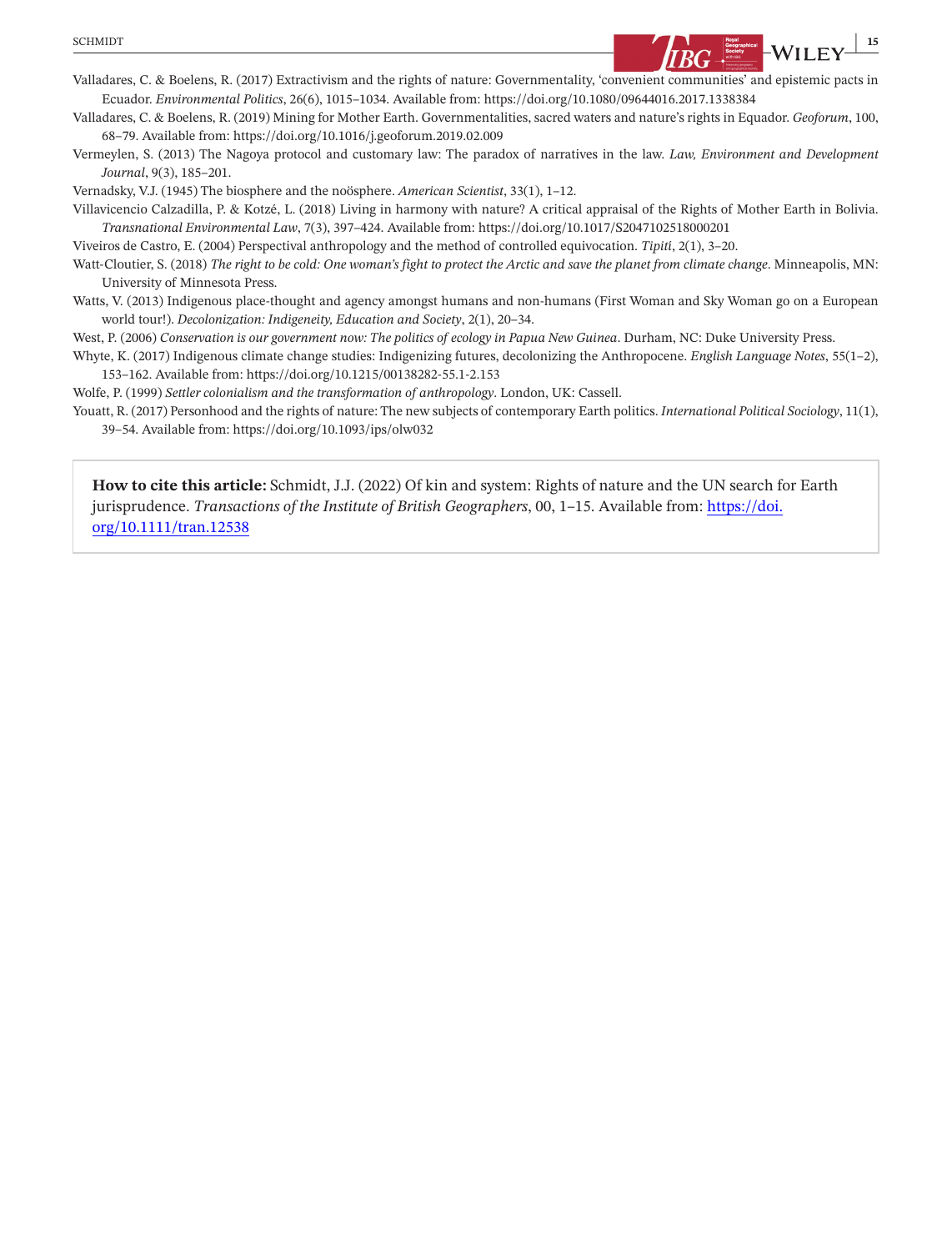Valladares, C. & Boelens, R. (2017) Extractivism and the rights of nature: Governmentality, 'convenient communities' and epistemic pacts in Ecuador. *Environmental Politics*, 26(6), 1015–1034. Available from: https://doi.org/10.1080/09644016.2017.1338384

Valladares, C. & Boelens, R. (2019) Mining for Mother Earth. Governmentalities, sacred waters and nature's rights in Equador. *Geoforum*, 100, 68–79. Available from: https://doi.org/10.1016/j.geoforum.2019.02.009

Vermeylen, S. (2013) The Nagoya protocol and customary law: The paradox of narratives in the law. *Law, Environment and Development Journal*, 9(3), 185–201.

Vernadsky, V.J. (1945) The biosphere and the noösphere. *American Scientist*, 33(1), 1–12.

Villavicencio Calzadilla, P. & Kotzé, L. (2018) Living in harmony with nature? A critical appraisal of the Rights of Mother Earth in Bolivia. *Transnational Environmental Law*, 7(3), 397–424. Available from: https://doi.org/10.1017/S2047102518000201

Viveiros de Castro, E. (2004) Perspectival anthropology and the method of controlled equivocation. *Tipití*, 2(1), 3–20.

Watt-Cloutier, S. (2018) *The right to be cold: One woman's fight to protect the Arctic and save the planet from climate change*. Minneapolis, MN: University of Minnesota Press.

Watts, V. (2013) Indigenous place-thought and agency amongst humans and non-humans (First Woman and Sky Woman go on a European world tour!). *Decolonization: Indigeneity, Education and Society*, 2(1), 20–34.

West, P. (2006) *Conservation is our government now: The politics of ecology in Papua New Guinea*. Durham, NC: Duke University Press.

Whyte, K. (2017) Indigenous climate change studies: Indigenizing futures, decolonizing the Anthropocene. *English Language Notes*, 55(1–2), 153–162. Available from: https://doi.org/10.1215/00138282-55.1-2.153

Wolfe, P. (1999) *Settler colonialism and the transformation of anthropology*. London, UK: Cassell.

Youatt, R. (2017) Personhood and the rights of nature: The new subjects of contemporary Earth politics. *International Political Sociology*, 11(1), 39–54. Available from: https://doi.org/10.1093/ips/olw032

**How to cite this article:** Schmidt, J.J. (2022) Of kin and system: Rights of nature and the UN search for Earth jurisprudence. *Transactions of the Institute of British Geographers*, 00, 1–15. Available from: https://doi.org/10.1111/tran.12538